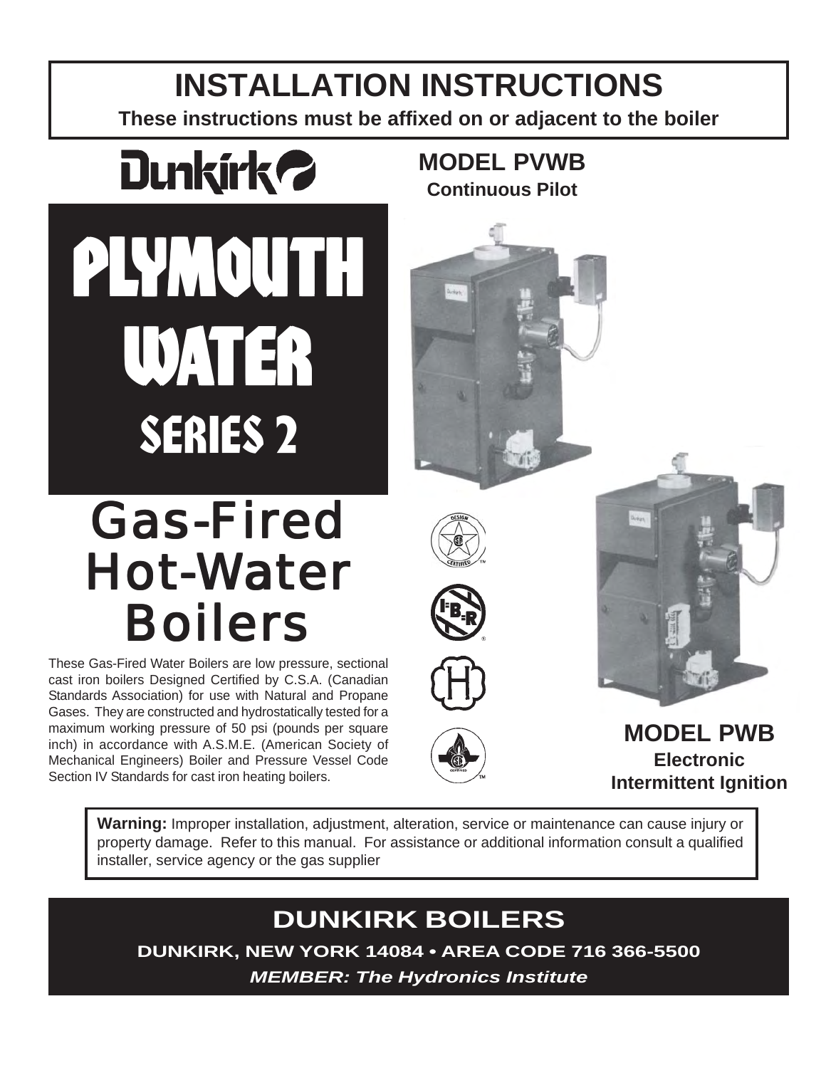# INSTALLATION INSTRUCTIONS

**These instructions must be affixed on or adjacent to the boiler**

Dunkirk

# PLYMOUTH WATER SERIES 2

## Gas-Fired Hot-Water Boilers

These Gas-Fired Water Boilers are low pressure, sectional cast iron boilers Designed Certified by C.S.A. (Canadian Standards Association) for use with Natural and Propane Gases. They are constructed and hydrostatically tested for a maximum working pressure of 50 psi (pounds per square inch) in accordance with A.S.M.E. (American Society of Mechanical Engineers) Boiler and Pressure Vessel Code Section IV Standards for cast iron heating boilers.

**MODEL PVWB**
**Continuous Pilot**

**MODEL PWB**
**Electronic Intermittent Ignition**

**Warning:** Improper installation, adjustment, alteration, service or maintenance can cause injury or property damage. Refer to this manual. For assistance or additional information consult a qualified installer, service agency or the gas supplier

## DUNKIRK BOILERS

**DUNKIRK, NEW YORK 14084 • AREA CODE 716 366-5500**

***MEMBER: The Hydronics Institute***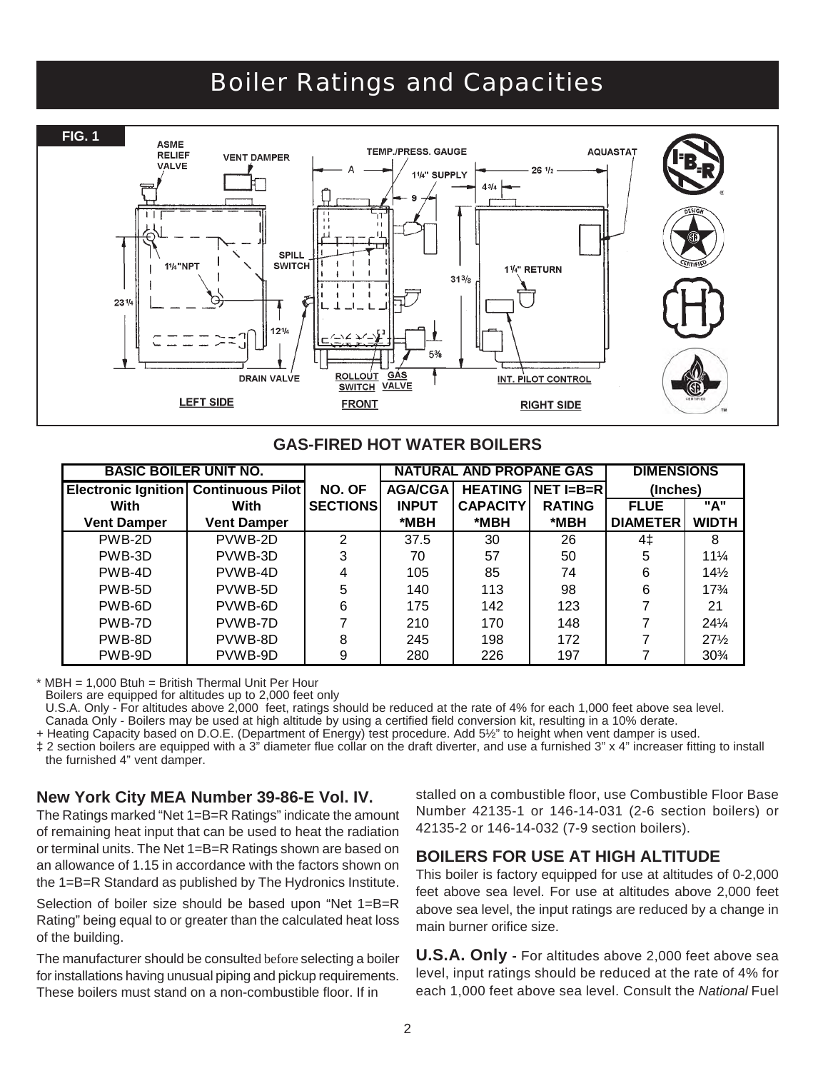# Boiler Ratings and Capacities

FIG. 1

ASME RELIEF VALVE | VENT DAMPER | TEMP./PRESS. GAUGE | AQUASTAT | 1¼" SUPPLY | 1¼" RETURN | 1¼"NPT | SPILL SWITCH | DRAIN VALVE | ROLLOUT SWITCH | GAS VALVE | INT. PILOT CONTROL

LEFT SIDE | FRONT | RIGHT SIDE

## GAS-FIRED HOT WATER BOILERS

| BASIC BOILER UNIT NO. | | NO. OF SECTIONS | NATURAL AND PROPANE GAS | | | DIMENSIONS (Inches) | |
|---|---|---|---|---|---|---|---|
| Electronic Ignition With Vent Damper | Continuous Pilot With Vent Damper | | AGA/CGA INPUT *MBH | HEATING CAPACITY *MBH | NET I=B=R RATING *MBH | FLUE DIAMETER | "A" WIDTH |
| PWB-2D | PVWB-2D | 2 | 37.5 | 30 | 26 | 4‡ | 8 |
| PWB-3D | PVWB-3D | 3 | 70 | 57 | 50 | 5 | 11¼ |
| PWB-4D | PVWB-4D | 4 | 105 | 85 | 74 | 6 | 14½ |
| PWB-5D | PVWB-5D | 5 | 140 | 113 | 98 | 6 | 17¾ |
| PWB-6D | PVWB-6D | 6 | 175 | 142 | 123 | 7 | 21 |
| PWB-7D | PVWB-7D | 7 | 210 | 170 | 148 | 7 | 24¼ |
| PWB-8D | PVWB-8D | 8 | 245 | 198 | 172 | 7 | 27½ |
| PWB-9D | PVWB-9D | 9 | 280 | 226 | 197 | 7 | 30¾ |

* MBH = 1,000 Btuh = British Thermal Unit Per Hour
Boilers are equipped for altitudes up to 2,000 feet only
U.S.A. Only - For altitudes above 2,000 feet, ratings should be reduced at the rate of 4% for each 1,000 feet above sea level.
Canada Only - Boilers may be used at high altitude by using a certified field conversion kit, resulting in a 10% derate.
+ Heating Capacity based on D.O.E. (Department of Energy) test procedure. Add 5½" to height when vent damper is used.
‡ 2 section boilers are equipped with a 3" diameter flue collar on the draft diverter, and use a furnished 3" x 4" increaser fitting to install the furnished 4" vent damper.

### New York City MEA Number 39-86-E Vol. IV.

The Ratings marked "Net 1=B=R Ratings" indicate the amount of remaining heat input that can be used to heat the radiation or terminal units. The Net 1=B=R Ratings shown are based on an allowance of 1.15 in accordance with the factors shown on the 1=B=R Standard as published by The Hydronics Institute.

Selection of boiler size should be based upon "Net 1=B=R Rating" being equal to or greater than the calculated heat loss of the building.

The manufacturer should be consulted before selecting a boiler for installations having unusual piping and pickup requirements. These boilers must stand on a non-combustible floor. If installed on a combustible floor, use Combustible Floor Base Number 42135-1 or 146-14-031 (2-6 section boilers) or 42135-2 or 146-14-032 (7-9 section boilers).

### BOILERS FOR USE AT HIGH ALTITUDE

This boiler is factory equipped for use at altitudes of 0-2,000 feet above sea level. For use at altitudes above 2,000 feet above sea level, the input ratings are reduced by a change in main burner orifice size.

**U.S.A. Only -** For altitudes above 2,000 feet above sea level, input ratings should be reduced at the rate of 4% for each 1,000 feet above sea level. Consult the *National* Fuel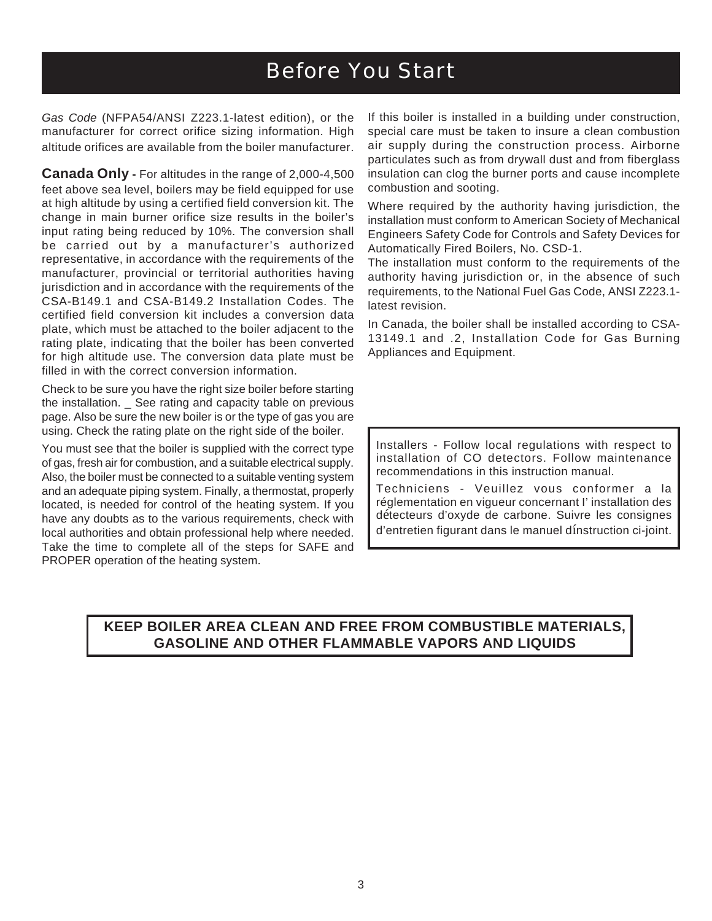# Before You Start

*Gas Code* (NFPA54/ANSI Z223.1-latest edition), or the manufacturer for correct orifice sizing information. High altitude orifices are available from the boiler manufacturer.

**Canada Only -** For altitudes in the range of 2,000-4,500 feet above sea level, boilers may be field equipped for use at high altitude by using a certified field conversion kit. The change in main burner orifice size results in the boiler's input rating being reduced by 10%. The conversion shall be carried out by a manufacturer's authorized representative, in accordance with the requirements of the manufacturer, provincial or territorial authorities having jurisdiction and in accordance with the requirements of the CSA-B149.1 and CSA-B149.2 Installation Codes. The certified field conversion kit includes a conversion data plate, which must be attached to the boiler adjacent to the rating plate, indicating that the boiler has been converted for high altitude use. The conversion data plate must be filled in with the correct conversion information.

Check to be sure you have the right size boiler before starting the installation. _ See rating and capacity table on previous page. Also be sure the new boiler is or the type of gas you are using. Check the rating plate on the right side of the boiler.

You must see that the boiler is supplied with the correct type of gas, fresh air for combustion, and a suitable electrical supply. Also, the boiler must be connected to a suitable venting system and an adequate piping system. Finally, a thermostat, properly located, is needed for control of the heating system. If you have any doubts as to the various requirements, check with local authorities and obtain professional help where needed. Take the time to complete all of the steps for SAFE and PROPER operation of the heating system.

If this boiler is installed in a building under construction, special care must be taken to insure a clean combustion air supply during the construction process. Airborne particulates such as from drywall dust and from fiberglass insulation can clog the burner ports and cause incomplete combustion and sooting.

Where required by the authority having jurisdiction, the installation must conform to American Society of Mechanical Engineers Safety Code for Controls and Safety Devices for Automatically Fired Boilers, No. CSD-1.

The installation must conform to the requirements of the authority having jurisdiction or, in the absence of such requirements, to the National Fuel Gas Code, ANSI Z223.1-latest revision.

In Canada, the boiler shall be installed according to CSA-13149.1 and .2, Installation Code for Gas Burning Appliances and Equipment.

> Installers - Follow local regulations with respect to installation of CO detectors. Follow maintenance recommendations in this instruction manual.
>
> Techniciens - Veuillez vous conformer a la réglementation en vigueur concernant l' installation des détecteurs d'oxyde de carbone. Suivre les consignes d'entretien figurant dans le manuel dínstruction ci-joint.

**KEEP BOILER AREA CLEAN AND FREE FROM COMBUSTIBLE MATERIALS, GASOLINE AND OTHER FLAMMABLE VAPORS AND LIQUIDS**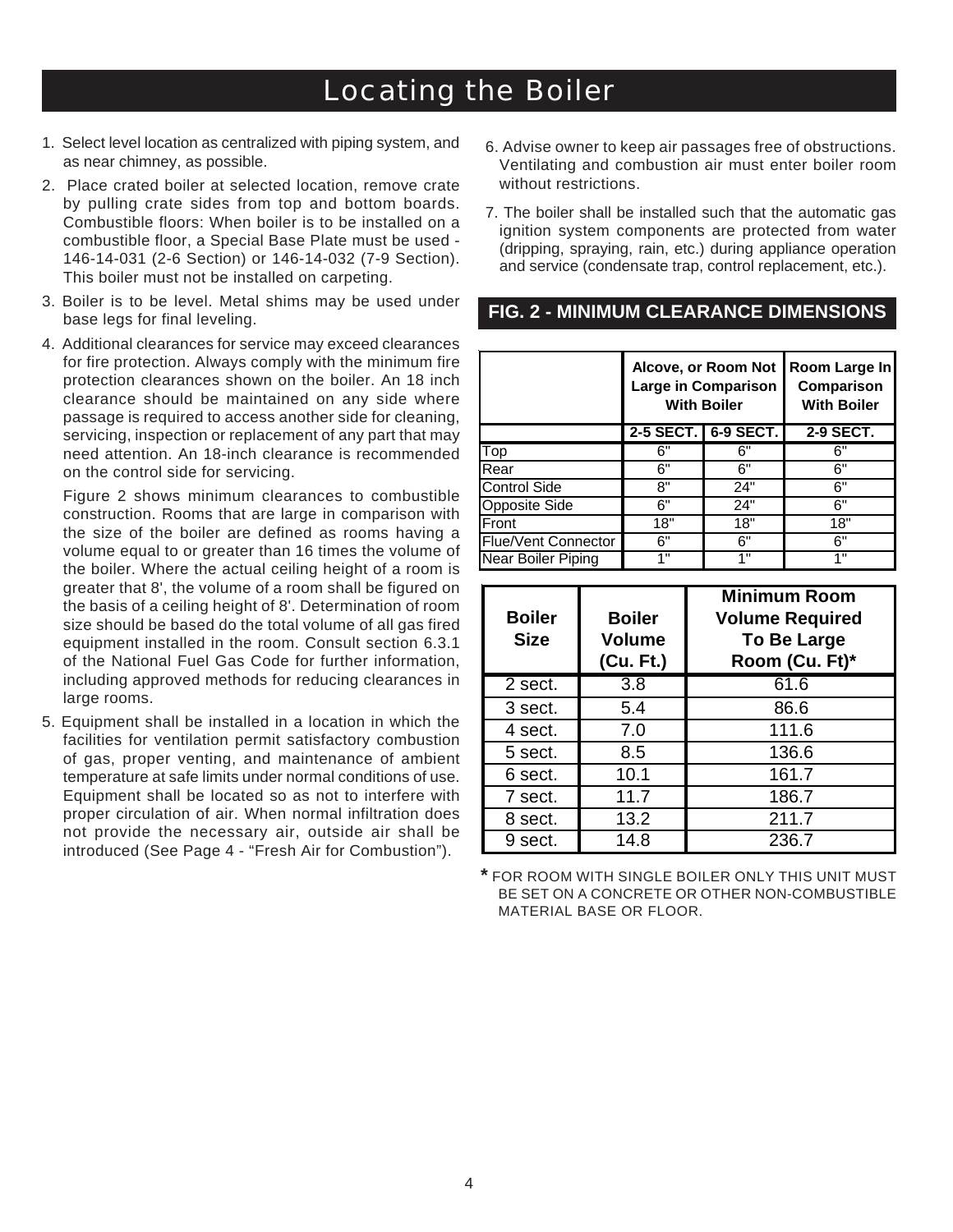# Locating the Boiler

1. Select level location as centralized with piping system, and as near chimney, as possible.
2. Place crated boiler at selected location, remove crate by pulling crate sides from top and bottom boards. Combustible floors: When boiler is to be installed on a combustible floor, a Special Base Plate must be used - 146-14-031 (2-6 Section) or 146-14-032 (7-9 Section). This boiler must not be installed on carpeting.
3. Boiler is to be level. Metal shims may be used under base legs for final leveling.
4. Additional clearances for service may exceed clearances for fire protection. Always comply with the minimum fire protection clearances shown on the boiler. An 18 inch clearance should be maintained on any side where passage is required to access another side for cleaning, servicing, inspection or replacement of any part that may need attention. An 18-inch clearance is recommended on the control side for servicing.

   Figure 2 shows minimum clearances to combustible construction. Rooms that are large in comparison with the size of the boiler are defined as rooms having a volume equal to or greater than 16 times the volume of the boiler. Where the actual ceiling height of a room is greater that 8', the volume of a room shall be figured on the basis of a ceiling height of 8'. Determination of room size should be based do the total volume of all gas fired equipment installed in the room. Consult section 6.3.1 of the National Fuel Gas Code for further information, including approved methods for reducing clearances in large rooms.
5. Equipment shall be installed in a location in which the facilities for ventilation permit satisfactory combustion of gas, proper venting, and maintenance of ambient temperature at safe limits under normal conditions of use. Equipment shall be located so as not to interfere with proper circulation of air. When normal infiltration does not provide the necessary air, outside air shall be introduced (See Page 4 - "Fresh Air for Combustion").
6. Advise owner to keep air passages free of obstructions. Ventilating and combustion air must enter boiler room without restrictions.
7. The boiler shall be installed such that the automatic gas ignition system components are protected from water (dripping, spraying, rain, etc.) during appliance operation and service (condensate trap, control replacement, etc.).

## FIG. 2 - MINIMUM CLEARANCE DIMENSIONS

| | Alcove, or Room Not Large in Comparison With Boiler | | Room Large In Comparison With Boiler |
|---|---|---|---|
| | 2-5 SECT. | 6-9 SECT. | 2-9 SECT. |
| Top | 6" | 6" | 6" |
| Rear | 6" | 6" | 6" |
| Control Side | 8" | 24" | 6" |
| Opposite Side | 6" | 24" | 6" |
| Front | 18" | 18" | 18" |
| Flue/Vent Connector | 6" | 6" | 6" |
| Near Boiler Piping | 1" | 1" | 1" |

| Boiler Size | Boiler Volume (Cu. Ft.) | Minimum Room Volume Required To Be Large Room (Cu. Ft)* |
|---|---|---|
| 2 sect. | 3.8 | 61.6 |
| 3 sect. | 5.4 | 86.6 |
| 4 sect. | 7.0 | 111.6 |
| 5 sect. | 8.5 | 136.6 |
| 6 sect. | 10.1 | 161.7 |
| 7 sect. | 11.7 | 186.7 |
| 8 sect. | 13.2 | 211.7 |
| 9 sect. | 14.8 | 236.7 |

* FOR ROOM WITH SINGLE BOILER ONLY THIS UNIT MUST BE SET ON A CONCRETE OR OTHER NON-COMBUSTIBLE MATERIAL BASE OR FLOOR.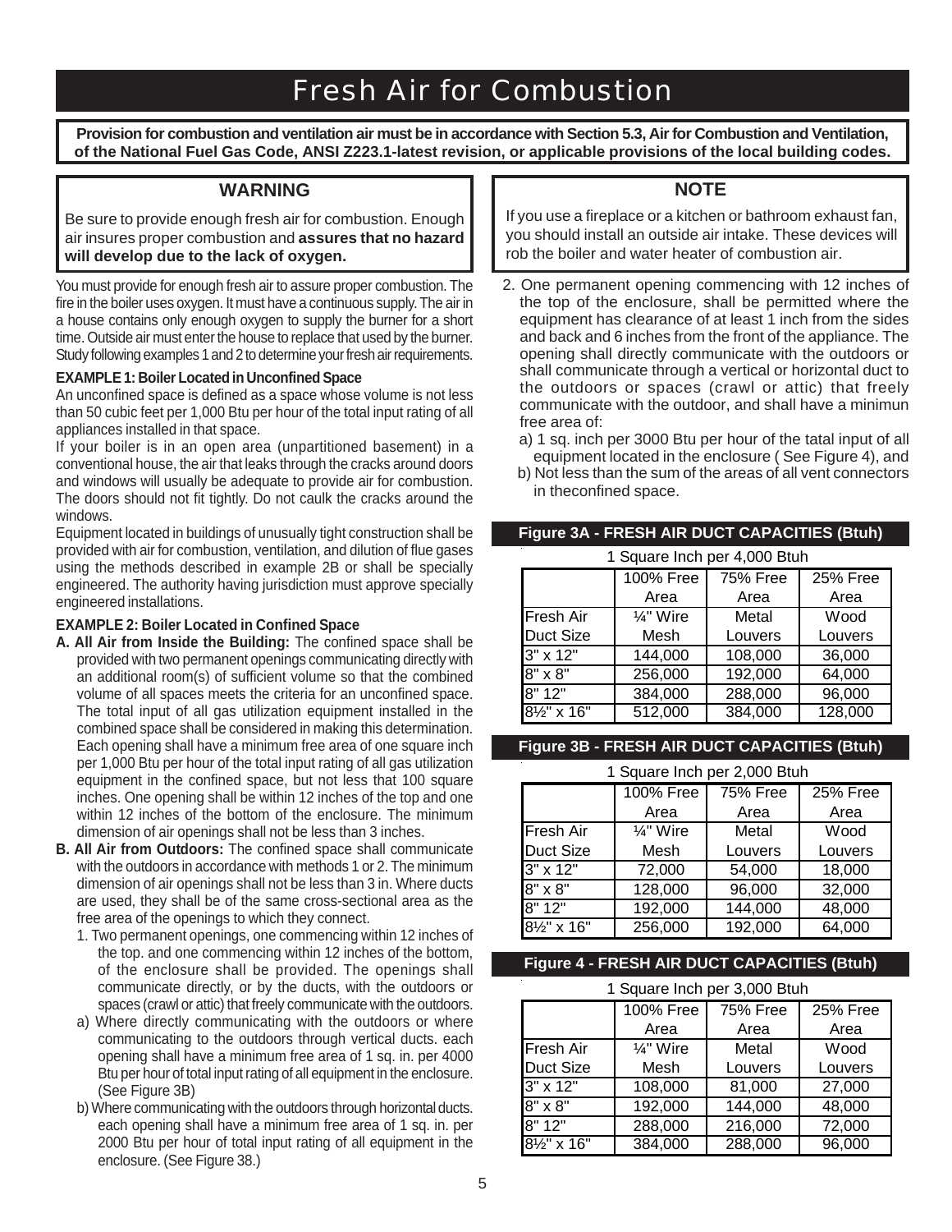# Fresh Air for Combustion

**Provision for combustion and ventilation air must be in accordance with Section 5.3, Air for Combustion and Ventilation, of the National Fuel Gas Code, ANSI Z223.1-latest revision, or applicable provisions of the local building codes.**

## WARNING

Be sure to provide enough fresh air for combustion. Enough air insures proper combustion and **assures that no hazard will develop due to the lack of oxygen.**

You must provide for enough fresh air to assure proper combustion. The fire in the boiler uses oxygen. It must have a continuous supply. The air in a house contains only enough oxygen to supply the burner for a short time. Outside air must enter the house to replace that used by the burner. Study following examples 1 and 2 to determine your fresh air requirements.

**EXAMPLE 1: Boiler Located in Unconfined Space**

An unconfined space is defined as a space whose volume is not less than 50 cubic feet per 1,000 Btu per hour of the total input rating of all appliances installed in that space.

If your boiler is in an open area (unpartitioned basement) in a conventional house, the air that leaks through the cracks around doors and windows will usually be adequate to provide air for combustion. The doors should not fit tightly. Do not caulk the cracks around the windows.

Equipment located in buildings of unusually tight construction shall be provided with air for combustion, ventilation, and dilution of flue gases using the methods described in example 2B or shall be specially engineered. The authority having jurisdiction must approve specially engineered installations.

**EXAMPLE 2: Boiler Located in Confined Space**

**A. All Air from Inside the Building:** The confined space shall be provided with two permanent openings communicating directly with an additional room(s) of sufficient volume so that the combined volume of all spaces meets the criteria for an unconfined space. The total input of all gas utilization equipment installed in the combined space shall be considered in making this determination. Each opening shall have a minimum free area of one square inch per 1,000 Btu per hour of the total input rating of all gas utilization equipment in the confined space, but not less that 100 square inches. One opening shall be within 12 inches of the top and one within 12 inches of the bottom of the enclosure. The minimum dimension of air openings shall not be less than 3 inches.

**B. All Air from Outdoors:** The confined space shall communicate with the outdoors in accordance with methods 1 or 2. The minimum dimension of air openings shall not be less than 3 in. Where ducts are used, they shall be of the same cross-sectional area as the free area of the openings to which they connect.

1. Two permanent openings, one commencing within 12 inches of the top. and one commencing within 12 inches of the bottom, of the enclosure shall be provided. The openings shall communicate directly, or by the ducts, with the outdoors or spaces (crawl or attic) that freely communicate with the outdoors.
   - a) Where directly communicating with the outdoors or where communicating to the outdoors through vertical ducts. each opening shall have a minimum free area of 1 sq. in. per 4000 Btu per hour of total input rating of all equipment in the enclosure. (See Figure 3B)
   - b) Where communicating with the outdoors through horizontal ducts. each opening shall have a minimum free area of 1 sq. in. per 2000 Btu per hour of total input rating of all equipment in the enclosure. (See Figure 38.)

## NOTE

If you use a fireplace or a kitchen or bathroom exhaust fan, you should install an outside air intake. These devices will rob the boiler and water heater of combustion air.

2. One permanent opening commencing with 12 inches of the top of the enclosure, shall be permitted where the equipment has clearance of at least 1 inch from the sides and back and 6 inches from the front of the appliance. The opening shall directly communicate with the outdoors or shall communicate through a vertical or horizontal duct to the outdoors or spaces (crawl or attic) that freely communicate with the outdoor, and shall have a minimun free area of:
   - a) 1 sq. inch per 3000 Btu per hour of the tatal input of all equipment located in the enclosure ( See Figure 4), and
   - b) Not less than the sum of the areas of all vent connectors in theconfined space.

**Figure 3A - FRESH AIR DUCT CAPACITIES (Btuh)**

1 Square Inch per 4,000 Btuh

| Fresh Air Duct Size | 100% Free Area ¼" Wire Mesh | 75% Free Area Metal Louvers | 25% Free Area Wood Louvers |
|---|---|---|---|
| 3" x 12" | 144,000 | 108,000 | 36,000 |
| 8" x 8" | 256,000 | 192,000 | 64,000 |
| 8" 12" | 384,000 | 288,000 | 96,000 |
| 8½" x 16" | 512,000 | 384,000 | 128,000 |

**Figure 3B - FRESH AIR DUCT CAPACITIES (Btuh)**

1 Square Inch per 2,000 Btuh

| Fresh Air Duct Size | 100% Free Area ¼" Wire Mesh | 75% Free Area Metal Louvers | 25% Free Area Wood Louvers |
|---|---|---|---|
| 3" x 12" | 72,000 | 54,000 | 18,000 |
| 8" x 8" | 128,000 | 96,000 | 32,000 |
| 8" 12" | 192,000 | 144,000 | 48,000 |
| 8½" x 16" | 256,000 | 192,000 | 64,000 |

**Figure 4 - FRESH AIR DUCT CAPACITIES (Btuh)**

1 Square Inch per 3,000 Btuh

| Fresh Air Duct Size | 100% Free Area ¼" Wire Mesh | 75% Free Area Metal Louvers | 25% Free Area Wood Louvers |
|---|---|---|---|
| 3" x 12" | 108,000 | 81,000 | 27,000 |
| 8" x 8" | 192,000 | 144,000 | 48,000 |
| 8" 12" | 288,000 | 216,000 | 72,000 |
| 8½" x 16" | 384,000 | 288,000 | 96,000 |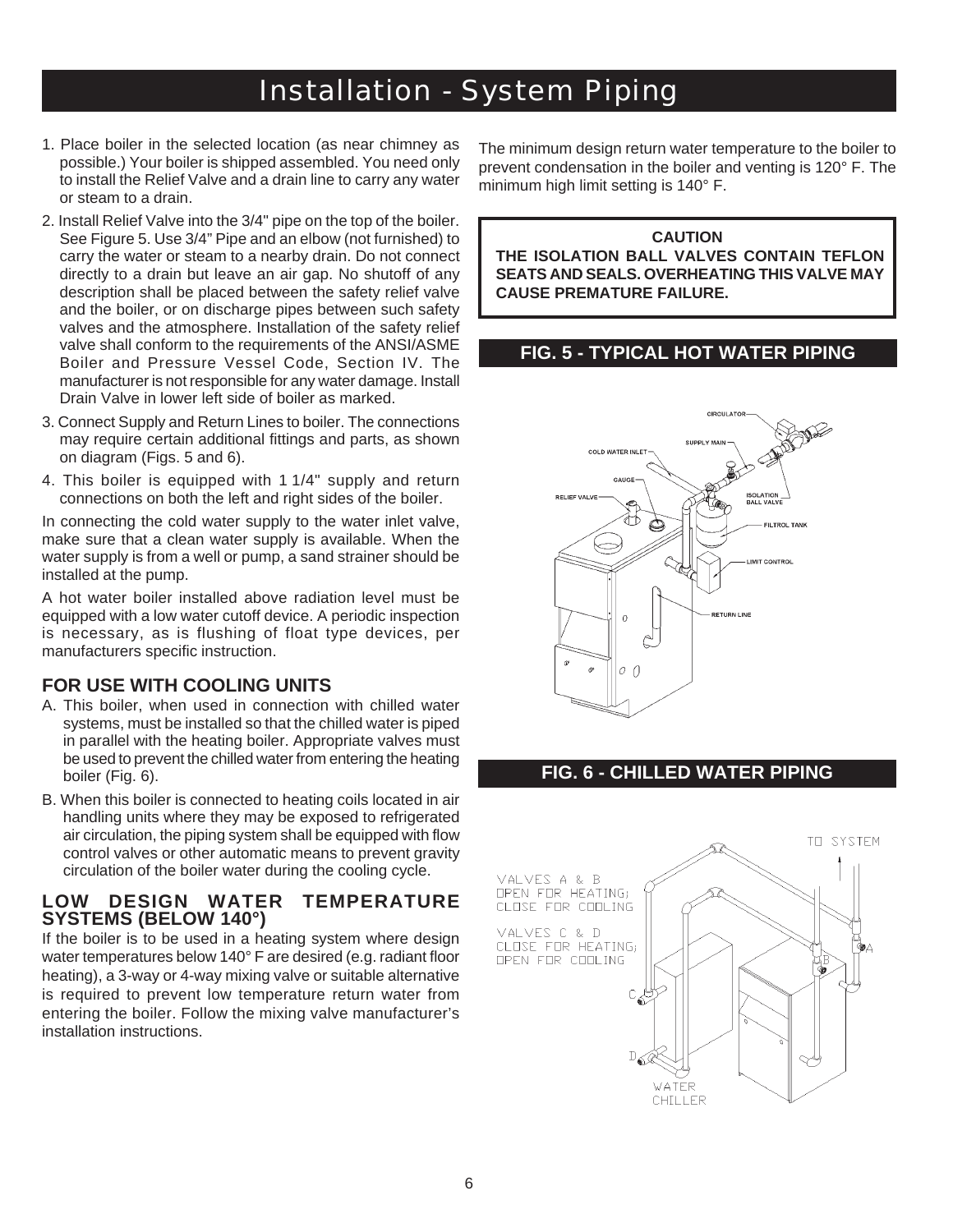# Installation - System Piping

1. Place boiler in the selected location (as near chimney as possible.) Your boiler is shipped assembled. You need only to install the Relief Valve and a drain line to carry any water or steam to a drain.
2. Install Relief Valve into the 3/4" pipe on the top of the boiler. See Figure 5. Use 3/4" Pipe and an elbow (not furnished) to carry the water or steam to a nearby drain. Do not connect directly to a drain but leave an air gap. No shutoff of any description shall be placed between the safety relief valve and the boiler, or on discharge pipes between such safety valves and the atmosphere. Installation of the safety relief valve shall conform to the requirements of the ANSI/ASME Boiler and Pressure Vessel Code, Section IV. The manufacturer is not responsible for any water damage. Install Drain Valve in lower left side of boiler as marked.
3. Connect Supply and Return Lines to boiler. The connections may require certain additional fittings and parts, as shown on diagram (Figs. 5 and 6).
4. This boiler is equipped with 1 1/4" supply and return connections on both the left and right sides of the boiler.

In connecting the cold water supply to the water inlet valve, make sure that a clean water supply is available. When the water supply is from a well or pump, a sand strainer should be installed at the pump.

A hot water boiler installed above radiation level must be equipped with a low water cutoff device. A periodic inspection is necessary, as is flushing of float type devices, per manufacturers specific instruction.

## FOR USE WITH COOLING UNITS

A. This boiler, when used in connection with chilled water systems, must be installed so that the chilled water is piped in parallel with the heating boiler. Appropriate valves must be used to prevent the chilled water from entering the heating boiler (Fig. 6).

B. When this boiler is connected to heating coils located in air handling units where they may be exposed to refrigerated air circulation, the piping system shall be equipped with flow control valves or other automatic means to prevent gravity circulation of the boiler water during the cooling cycle.

## LOW DESIGN WATER TEMPERATURE SYSTEMS (BELOW 140°)

If the boiler is to be used in a heating system where design water temperatures below 140° F are desired (e.g. radiant floor heating), a 3-way or 4-way mixing valve or suitable alternative is required to prevent low temperature return water from entering the boiler. Follow the mixing valve manufacturer's installation instructions.

The minimum design return water temperature to the boiler to prevent condensation in the boiler and venting is 120° F. The minimum high limit setting is 140° F.

**CAUTION**

**THE ISOLATION BALL VALVES CONTAIN TEFLON SEATS AND SEALS. OVERHEATING THIS VALVE MAY CAUSE PREMATURE FAILURE.**

**FIG. 5 - TYPICAL HOT WATER PIPING**

CIRCULATOR, SUPPLY MAIN, COLD WATER INLET, GAUGE, RELIEF VALVE, ISOLATION BALL VALVE, FILTROL TANK, LIMIT CONTROL, RETURN LINE

**FIG. 6 - CHILLED WATER PIPING**

TO SYSTEM

VALVES A & B OPEN FOR HEATING; CLOSE FOR COOLING

VALVES C & D CLOSE FOR HEATING; OPEN FOR COOLING

WATER CHILLER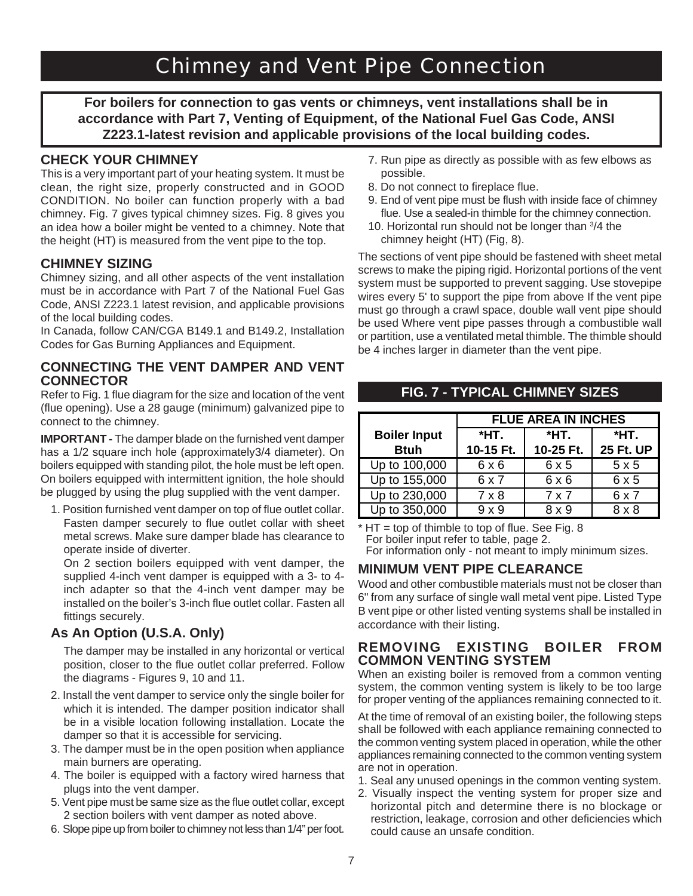# Chimney and Vent Pipe Connection

**For boilers for connection to gas vents or chimneys, vent installations shall be in accordance with Part 7, Venting of Equipment, of the National Fuel Gas Code, ANSI Z223.1-latest revision and applicable provisions of the local building codes.**

## CHECK YOUR CHIMNEY

This is a very important part of your heating system. It must be clean, the right size, properly constructed and in GOOD CONDITION. No boiler can function properly with a bad chimney. Fig. 7 gives typical chimney sizes. Fig. 8 gives you an idea how a boiler might be vented to a chimney. Note that the height (HT) is measured from the vent pipe to the top.

## CHIMNEY SIZING

Chimney sizing, and all other aspects of the vent installation must be in accordance with Part 7 of the National Fuel Gas Code, ANSI Z223.1 latest revision, and applicable provisions of the local building codes.

In Canada, follow CAN/CGA B149.1 and B149.2, Installation Codes for Gas Burning Appliances and Equipment.

## CONNECTING THE VENT DAMPER AND VENT CONNECTOR

Refer to Fig. 1 flue diagram for the size and location of the vent (flue opening). Use a 28 gauge (minimum) galvanized pipe to connect to the chimney.

**IMPORTANT -** The damper blade on the furnished vent damper has a 1/2 square inch hole (approximately3/4 diameter). On boilers equipped with standing pilot, the hole must be left open. On boilers equipped with intermittent ignition, the hole should be plugged by using the plug supplied with the vent damper.

1. Position furnished vent damper on top of flue outlet collar. Fasten damper securely to flue outlet collar with sheet metal screws. Make sure damper blade has clearance to operate inside of diverter.

   On 2 section boilers equipped with vent damper, the supplied 4-inch vent damper is equipped with a 3- to 4-inch adapter so that the 4-inch vent damper may be installed on the boiler's 3-inch flue outlet collar. Fasten all fittings securely.

### As An Option (U.S.A. Only)

The damper may be installed in any horizontal or vertical position, closer to the flue outlet collar preferred. Follow the diagrams - Figures 9, 10 and 11.

2. Install the vent damper to service only the single boiler for which it is intended. The damper position indicator shall be in a visible location following installation. Locate the damper so that it is accessible for servicing.
3. The damper must be in the open position when appliance main burners are operating.
4. The boiler is equipped with a factory wired harness that plugs into the vent damper.
5. Vent pipe must be same size as the flue outlet collar, except 2 section boilers with vent damper as noted above.
6. Slope pipe up from boiler to chimney not less than 1/4" per foot.
7. Run pipe as directly as possible with as few elbows as possible.
8. Do not connect to fireplace flue.
9. End of vent pipe must be flush with inside face of chimney flue. Use a sealed-in thimble for the chimney connection.
10. Horizontal run should not be longer than 3/4 the chimney height (HT) (Fig, 8).

The sections of vent pipe should be fastened with sheet metal screws to make the piping rigid. Horizontal portions of the vent system must be supported to prevent sagging. Use stovepipe wires every 5' to support the pipe from above If the vent pipe must go through a crawl space, double wall vent pipe should be used Where vent pipe passes through a combustible wall or partition, use a ventilated metal thimble. The thimble should be 4 inches larger in diameter than the vent pipe.

## FIG. 7 - TYPICAL CHIMNEY SIZES

| Boiler Input Btuh | FLUE AREA IN INCHES | | |
|---|---|---|---|
| | *HT. 10-15 Ft. | *HT. 10-25 Ft. | *HT. 25 Ft. UP |
| Up to 100,000 | 6 x 6 | 6 x 5 | 5 x 5 |
| Up to 155,000 | 6 x 7 | 6 x 6 | 6 x 5 |
| Up to 230,000 | 7 x 8 | 7 x 7 | 6 x 7 |
| Up to 350,000 | 9 x 9 | 8 x 9 | 8 x 8 |

* HT = top of thimble to top of flue. See Fig. 8
For boiler input refer to table, page 2.
For information only - not meant to imply minimum sizes.

## MINIMUM VENT PIPE CLEARANCE

Wood and other combustible materials must not be closer than 6" from any surface of single wall metal vent pipe. Listed Type B vent pipe or other listed venting systems shall be installed in accordance with their listing.

## REMOVING EXISTING BOILER FROM COMMON VENTING SYSTEM

When an existing boiler is removed from a common venting system, the common venting system is likely to be too large for proper venting of the appliances remaining connected to it.

At the time of removal of an existing boiler, the following steps shall be followed with each appliance remaining connected to the common venting system placed in operation, while the other appliances remaining connected to the common venting system are not in operation.

1. Seal any unused openings in the common venting system.
2. Visually inspect the venting system for proper size and horizontal pitch and determine there is no blockage or restriction, leakage, corrosion and other deficiencies which could cause an unsafe condition.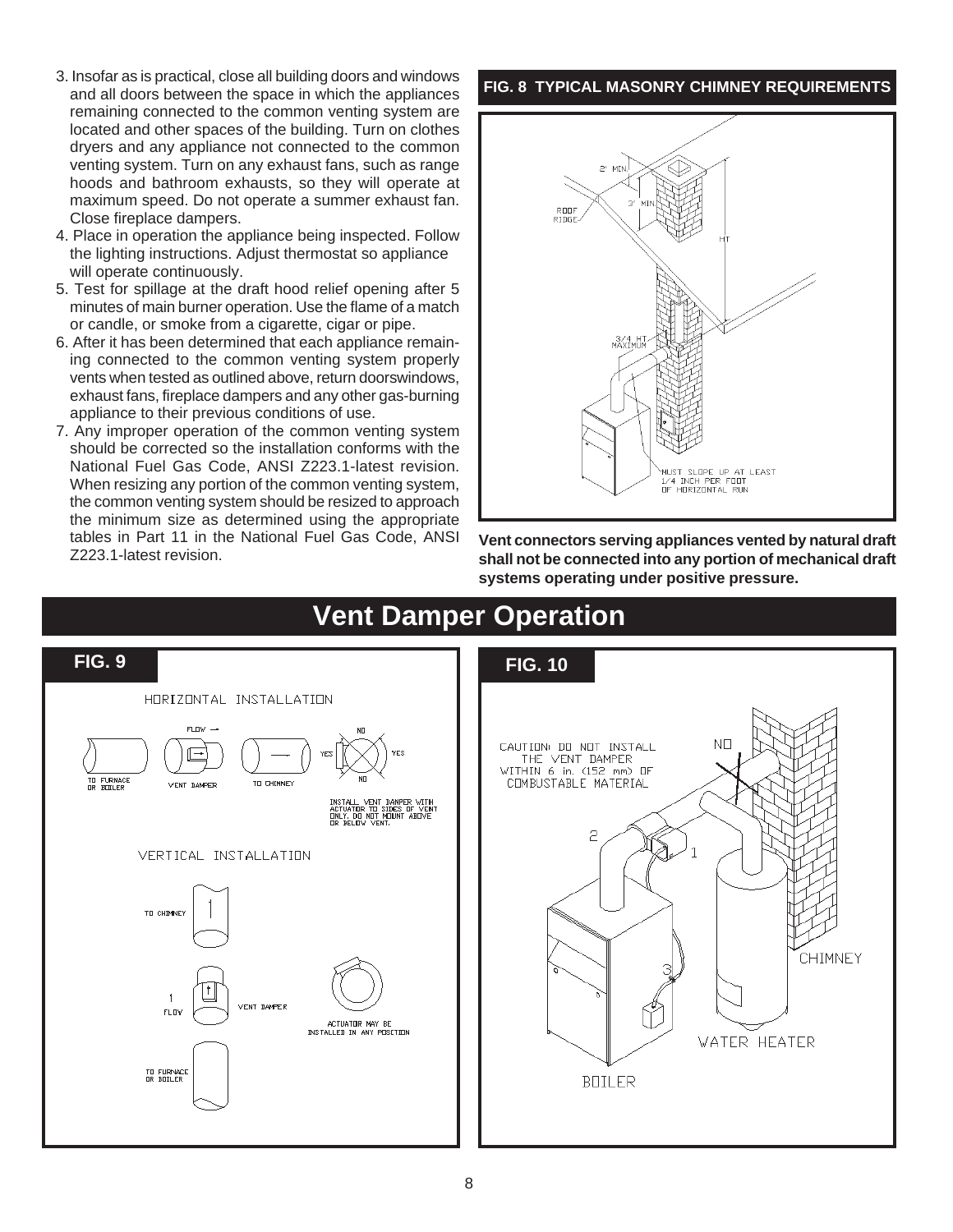3. Insofar as is practical, close all building doors and windows and all doors between the space in which the appliances remaining connected to the common venting system are located and other spaces of the building. Turn on clothes dryers and any appliance not connected to the common venting system. Turn on any exhaust fans, such as range hoods and bathroom exhausts, so they will operate at maximum speed. Do not operate a summer exhaust fan. Close fireplace dampers.
4. Place in operation the appliance being inspected. Follow the lighting instructions. Adjust thermostat so appliance will operate continuously.
5. Test for spillage at the draft hood relief opening after 5 minutes of main burner operation. Use the flame of a match or candle, or smoke from a cigarette, cigar or pipe.
6. After it has been determined that each appliance remaining connected to the common venting system properly vents when tested as outlined above, return doorswindows, exhaust fans, fireplace dampers and any other gas-burning appliance to their previous conditions of use.
7. Any improper operation of the common venting system should be corrected so the installation conforms with the National Fuel Gas Code, ANSI Z223.1-latest revision. When resizing any portion of the common venting system, the common venting system should be resized to approach the minimum size as determined using the appropriate tables in Part 11 in the National Fuel Gas Code, ANSI Z223.1-latest revision.

**FIG. 8 TYPICAL MASONRY CHIMNEY REQUIREMENTS**

2' MIN.

3' MIN.

ROOF RIDGE

HT

3/4 HT MAXIMUM

MUST SLOPE UP AT LEAST 1/4 INCH PER FOOT OF HORIZONTAL RUN

**Vent connectors serving appliances vented by natural draft shall not be connected into any portion of mechanical draft systems operating under positive pressure.**

# Vent Damper Operation

**FIG. 9**

HORIZONTAL INSTALLATION

FLOW →

TO FURNACE OR BOILER

VENT DAMPER

TO CHIMNEY

NO YES YES NO

INSTALL VENT DAMPER WITH ACTUATOR TO SIDES OF VENT ONLY. DO NOT MOUNT ABOVE OR BELOW VENT.

VERTICAL INSTALLATION

TO CHIMNEY

FLOW

VENT DAMPER

ACTUATOR MAY BE INSTALLED IN ANY POSITION

TO FURNACE OR BOILER

**FIG. 10**

CAUTION: DO NOT INSTALL THE VENT DAMPER WITHIN 6 in. (152 mm) OF COMBUSTABLE MATERIAL

NO

1

2

3

CHIMNEY

WATER HEATER

BOILER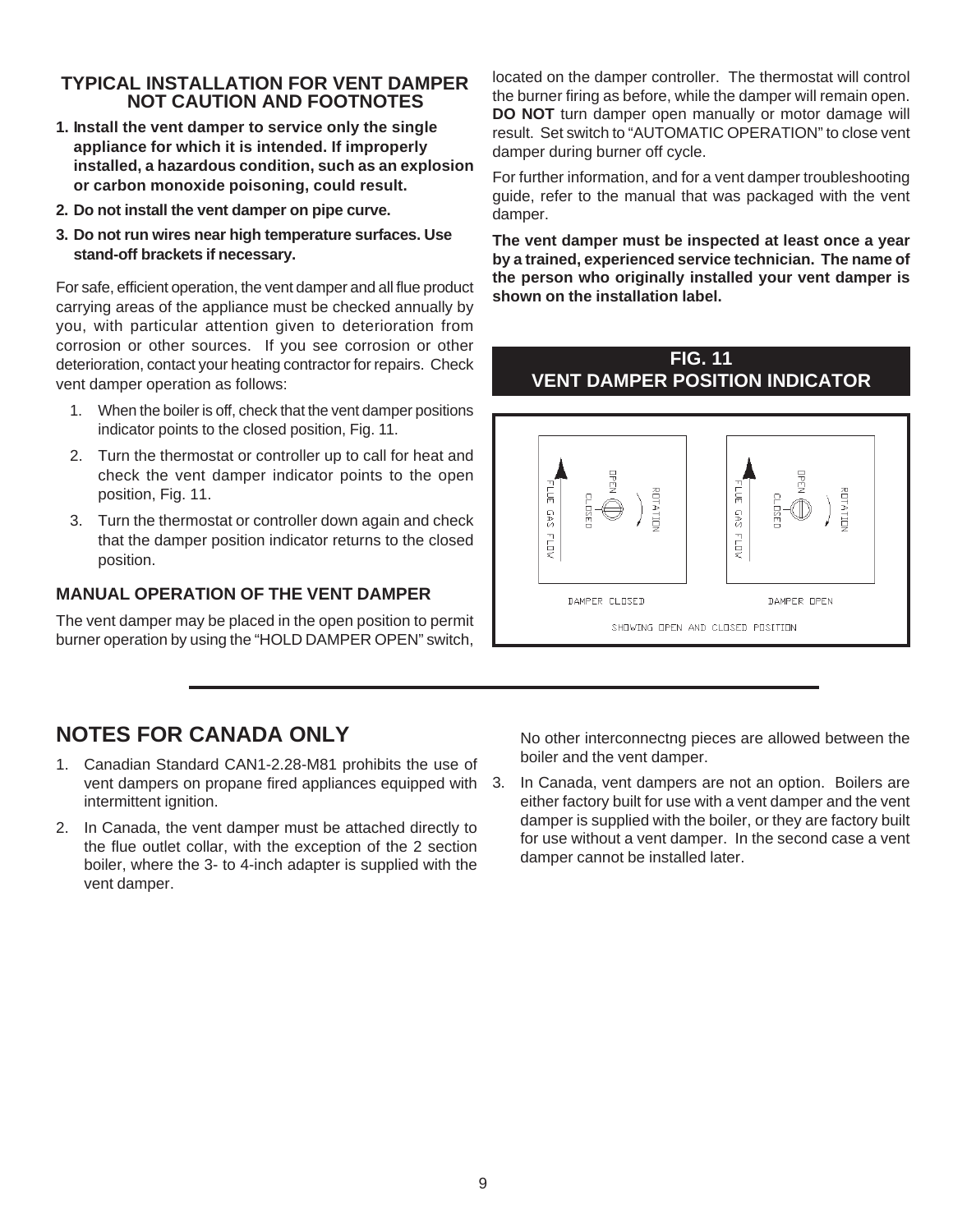### TYPICAL INSTALLATION FOR VENT DAMPER NOT CAUTION AND FOOTNOTES

1. **Install the vent damper to service only the single appliance for which it is intended. If improperly installed, a hazardous condition, such as an explosion or carbon monoxide poisoning, could result.**
2. **Do not install the vent damper on pipe curve.**
3. **Do not run wires near high temperature surfaces. Use stand-off brackets if necessary.**

For safe, efficient operation, the vent damper and all flue product carrying areas of the appliance must be checked annually by you, with particular attention given to deterioration from corrosion or other sources. If you see corrosion or other deterioration, contact your heating contractor for repairs. Check vent damper operation as follows:

1. When the boiler is off, check that the vent damper positions indicator points to the closed position, Fig. 11.
2. Turn the thermostat or controller up to call for heat and check the vent damper indicator points to the open position, Fig. 11.
3. Turn the thermostat or controller down again and check that the damper position indicator returns to the closed position.

### MANUAL OPERATION OF THE VENT DAMPER

The vent damper may be placed in the open position to permit burner operation by using the "HOLD DAMPER OPEN" switch, located on the damper controller. The thermostat will control the burner firing as before, while the damper will remain open. **DO NOT** turn damper open manually or motor damage will result. Set switch to "AUTOMATIC OPERATION" to close vent damper during burner off cycle.

For further information, and for a vent damper troubleshooting guide, refer to the manual that was packaged with the vent damper.

**The vent damper must be inspected at least once a year by a trained, experienced service technician. The name of the person who originally installed your vent damper is shown on the installation label.**

**FIG. 11**
**VENT DAMPER POSITION INDICATOR**

FLUE GAS FLOW — OPEN — CLOSED — ROTATION

DAMPER CLOSED        DAMPER OPEN

SHOWING OPEN AND CLOSED POSITION

## NOTES FOR CANADA ONLY

1. Canadian Standard CAN1-2.28-M81 prohibits the use of vent dampers on propane fired appliances equipped with intermittent ignition.
2. In Canada, the vent damper must be attached directly to the flue outlet collar, with the exception of the 2 section boiler, where the 3- to 4-inch adapter is supplied with the vent damper.

   No other interconnectng pieces are allowed between the boiler and the vent damper.
3. In Canada, vent dampers are not an option. Boilers are either factory built for use with a vent damper and the vent damper is supplied with the boiler, or they are factory built for use without a vent damper. In the second case a vent damper cannot be installed later.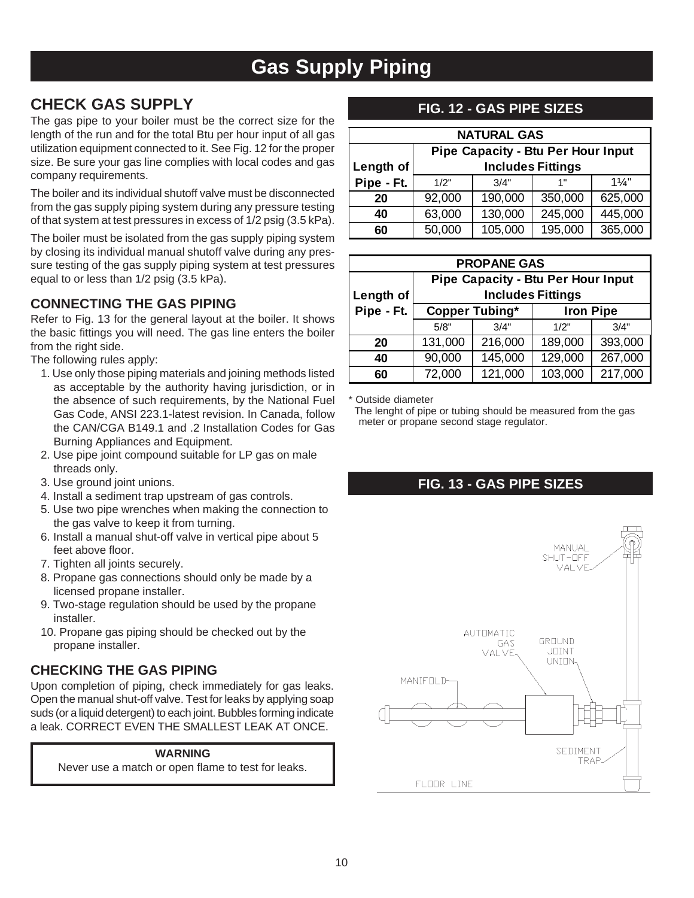# Gas Supply Piping

## CHECK GAS SUPPLY

The gas pipe to your boiler must be the correct size for the length of the run and for the total Btu per hour input of all gas utilization equipment connected to it. See Fig. 12 for the proper size. Be sure your gas line complies with local codes and gas company requirements.

The boiler and its individual shutoff valve must be disconnected from the gas supply piping system during any pressure testing of that system at test pressures in excess of 1/2 psig (3.5 kPa).

The boiler must be isolated from the gas supply piping system by closing its individual manual shutoff valve during any pressure testing of the gas supply piping system at test pressures equal to or less than 1/2 psig (3.5 kPa).

## CONNECTING THE GAS PIPING

Refer to Fig. 13 for the general layout at the boiler. It shows the basic fittings you will need. The gas line enters the boiler from the right side.

The following rules apply:

1. Use only those piping materials and joining methods listed as acceptable by the authority having jurisdiction, or in the absence of such requirements, by the National Fuel Gas Code, ANSI 223.1-latest revision. In Canada, follow the CAN/CGA B149.1 and .2 Installation Codes for Gas Burning Appliances and Equipment.
2. Use pipe joint compound suitable for LP gas on male threads only.
3. Use ground joint unions.
4. Install a sediment trap upstream of gas controls.
5. Use two pipe wrenches when making the connection to the gas valve to keep it from turning.
6. Install a manual shut-off valve in vertical pipe about 5 feet above floor.
7. Tighten all joints securely.
8. Propane gas connections should only be made by a licensed propane installer.
9. Two-stage regulation should be used by the propane installer.
10. Propane gas piping should be checked out by the propane installer.

## CHECKING THE GAS PIPING

Upon completion of piping, check immediately for gas leaks. Open the manual shut-off valve. Test for leaks by applying soap suds (or a liquid detergent) to each joint. Bubbles forming indicate a leak. CORRECT EVEN THE SMALLEST LEAK AT ONCE.

**WARNING**

Never use a match or open flame to test for leaks.

## FIG. 12 - GAS PIPE SIZES

| NATURAL GAS | | | | |
|---|---|---|---|---|
| Length of Pipe - Ft. | Pipe Capacity - Btu Per Hour Input Includes Fittings | | | |
| | 1/2" | 3/4" | 1" | 1¼" |
| **20** | 92,000 | 190,000 | 350,000 | 625,000 |
| **40** | 63,000 | 130,000 | 245,000 | 445,000 |
| **60** | 50,000 | 105,000 | 195,000 | 365,000 |

| PROPANE GAS | | | | |
|---|---|---|---|---|
| Length of Pipe - Ft. | Pipe Capacity - Btu Per Hour Input Includes Fittings | | | |
| | Copper Tubing* | | Iron Pipe | |
| | 5/8" | 3/4" | 1/2" | 3/4" |
| **20** | 131,000 | 216,000 | 189,000 | 393,000 |
| **40** | 90,000 | 145,000 | 129,000 | 267,000 |
| **60** | 72,000 | 121,000 | 103,000 | 217,000 |

* Outside diameter

The lenght of pipe or tubing should be measured from the gas meter or propane second stage regulator.

## FIG. 13 - GAS PIPE SIZES

MANUAL SHUT-OFF VALVE

AUTOMATIC GAS VALVE

GROUND JOINT UNION

MANIFOLD

SEDIMENT TRAP

FLOOR LINE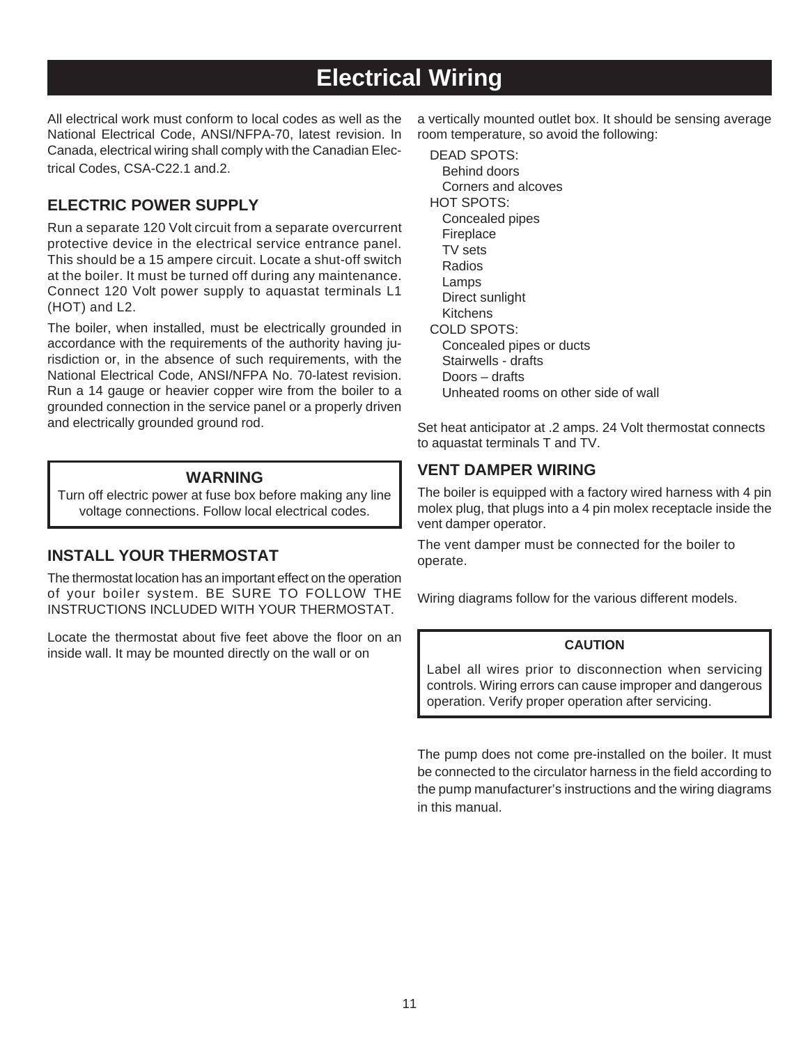# Electrical Wiring

All electrical work must conform to local codes as well as the National Electrical Code, ANSI/NFPA-70, latest revision. In Canada, electrical wiring shall comply with the Canadian Electrical Codes, CSA-C22.1 and.2.

## ELECTRIC POWER SUPPLY

Run a separate 120 Volt circuit from a separate overcurrent protective device in the electrical service entrance panel. This should be a 15 ampere circuit. Locate a shut-off switch at the boiler. It must be turned off during any maintenance. Connect 120 Volt power supply to aquastat terminals L1 (HOT) and L2.

The boiler, when installed, must be electrically grounded in accordance with the requirements of the authority having jurisdiction or, in the absence of such requirements, with the National Electrical Code, ANSI/NFPA No. 70-latest revision. Run a 14 gauge or heavier copper wire from the boiler to a grounded connection in the service panel or a properly driven and electrically grounded ground rod.

> **WARNING**
>
> Turn off electric power at fuse box before making any line voltage connections. Follow local electrical codes.

## INSTALL YOUR THERMOSTAT

The thermostat location has an important effect on the operation of your boiler system. BE SURE TO FOLLOW THE INSTRUCTIONS INCLUDED WITH YOUR THERMOSTAT.

Locate the thermostat about five feet above the floor on an inside wall. It may be mounted directly on the wall or on a vertically mounted outlet box. It should be sensing average room temperature, so avoid the following:

- DEAD SPOTS:
  - Behind doors
  - Corners and alcoves
- HOT SPOTS:
  - Concealed pipes
  - Fireplace
  - TV sets
  - Radios
  - Lamps
  - Direct sunlight
  - Kitchens
- COLD SPOTS:
  - Concealed pipes or ducts
  - Stairwells - drafts
  - Doors – drafts
  - Unheated rooms on other side of wall

Set heat anticipator at .2 amps. 24 Volt thermostat connects to aquastat terminals T and TV.

## VENT DAMPER WIRING

The boiler is equipped with a factory wired harness with 4 pin molex plug, that plugs into a 4 pin molex receptacle inside the vent damper operator.

The vent damper must be connected for the boiler to operate.

Wiring diagrams follow for the various different models.

> **CAUTION**
>
> Label all wires prior to disconnection when servicing controls. Wiring errors can cause improper and dangerous operation. Verify proper operation after servicing.

The pump does not come pre-installed on the boiler. It must be connected to the circulator harness in the field according to the pump manufacturer's instructions and the wiring diagrams in this manual.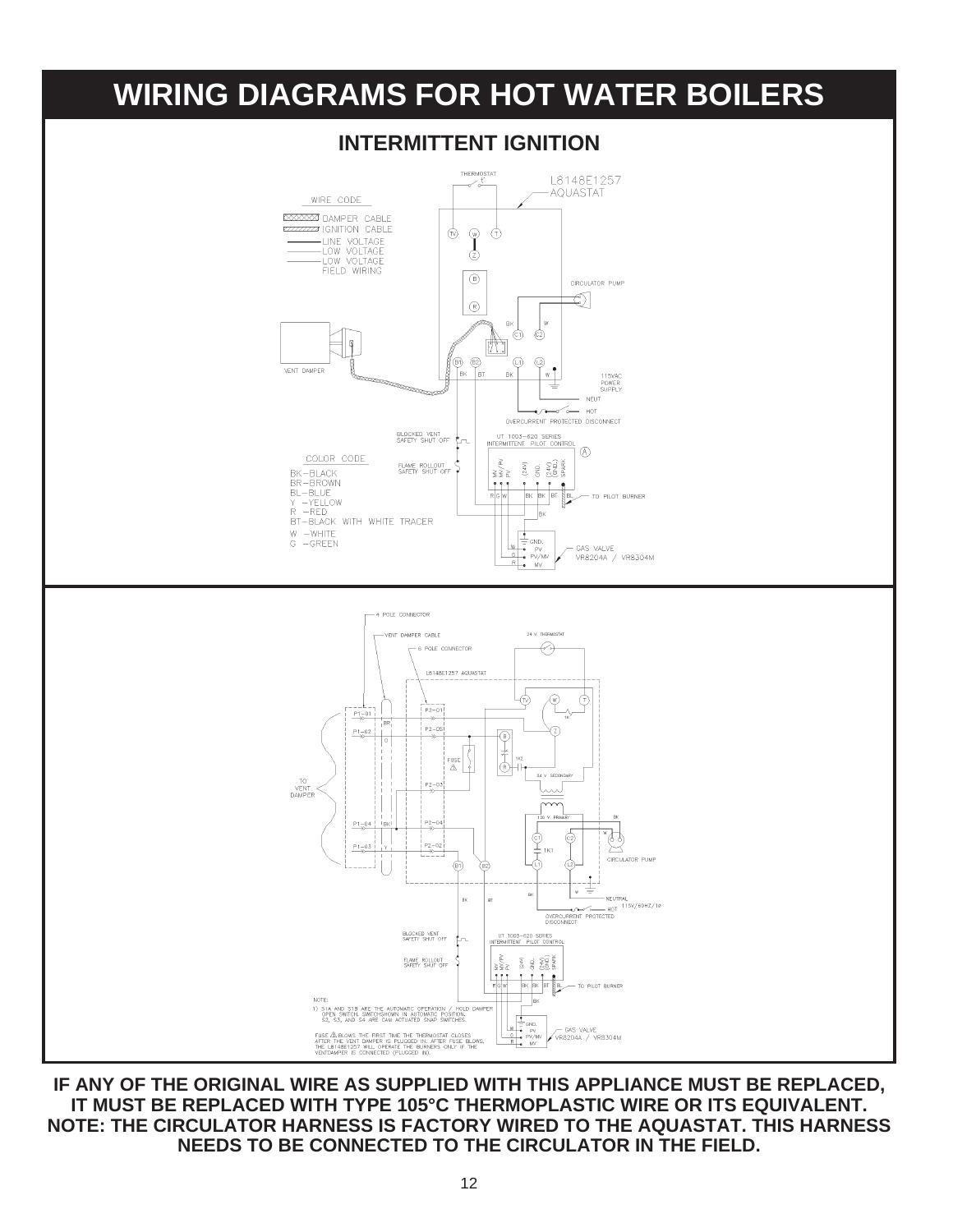# WIRING DIAGRAMS FOR HOT WATER BOILERS

## INTERMITTENT IGNITION

THERMOSTAT

L8148E1257 AQUASTAT

WIRE CODE

- DAMPER CABLE
- IGNITION CABLE
- LINE VOLTAGE
- LOW VOLTAGE
- LOW VOLTAGE FIELD WIRING

TV W T Z B R

CIRCULATOR PUMP

BK W C1 C2

VENT DAMPER

B1 B2 L1 L2

BK BT BK W

115VAC POWER SUPPLY

NEUT

HOT

OVERCURRENT PROTECTED DISCONNECT

BLOCKED VENT SAFETY SHUT OFF

UT 1003-620 SERIES INTERMITTENT PILOT CONTROL

FLAME ROLLOUT SAFETY SHUT OFF

COLOR CODE

- BK-BLACK
- BR-BROWN
- BL-BLUE
- Y -YELLOW
- R -RED
- BT-BLACK WITH WHITE TRACER
- W -WHITE
- G -GREEN

MV MV/PV PV (24V) GND. (24V) (GND.) SPARK

R G W BK BK BT BL

TO PILOT BURNER

GND. PV PV/MV MV

GAS VALVE VR8204A / VR8304M

---

4 POLE CONNECTOR

VENT DAMPER CABLE

24 V. THERMOSTAT

6 POLE CONNECTOR

L8148E1257 AQUASTAT

P1-01 P2-01 BR

P1-02 P2-05 O

FUSE

TO VENT DAMPER

P2-03

24 V. SECONDARY

120 V. PRIMARY

P1-04 P2-04 BK

P1-03 P2-02 Y

C1 C2 1K1 L1 L2

CIRCULATOR PUMP

B1 B2

BK BT

NEUTRAL

HOT 115V/60HZ/1Ø

OVERCURRENT PROTECTED DISCONNECT

BLOCKED VENT SAFETY SHUT OFF

UT 1003-620 SERIES INTERMITTENT PILOT CONTROL

FLAME ROLLOUT SAFETY SHUT OFF

TO PILOT BURNER

NOTE:

1) S1A AND S1B ARE THE AUTOMATIC OPERATION / HOLD DAMPER OPEN SWITCH. SWITCH SHOWN IN AUTOMATIC POSITION. S2, S3, AND S4 ARE CAM ACTUATED SNAP SWITCHES.

FUSE ⚠ BLOWS THE FIRST TIME THE THERMOSTAT CLOSES AFTER THE VENT DAMPER IS PLUGGED IN. AFTER FUSE BLOWS, THE L8148E1257 WILL OPERATE THE BURNERS ONLY IF THE VENTDAMPER IS CONNECTED (PLUGGED IN).

GAS VALVE VR8204A / VR8304M

**IF ANY OF THE ORIGINAL WIRE AS SUPPLIED WITH THIS APPLIANCE MUST BE REPLACED, IT MUST BE REPLACED WITH TYPE 105°C THERMOPLASTIC WIRE OR ITS EQUIVALENT.**
**NOTE: THE CIRCULATOR HARNESS IS FACTORY WIRED TO THE AQUASTAT. THIS HARNESS NEEDS TO BE CONNECTED TO THE CIRCULATOR IN THE FIELD.**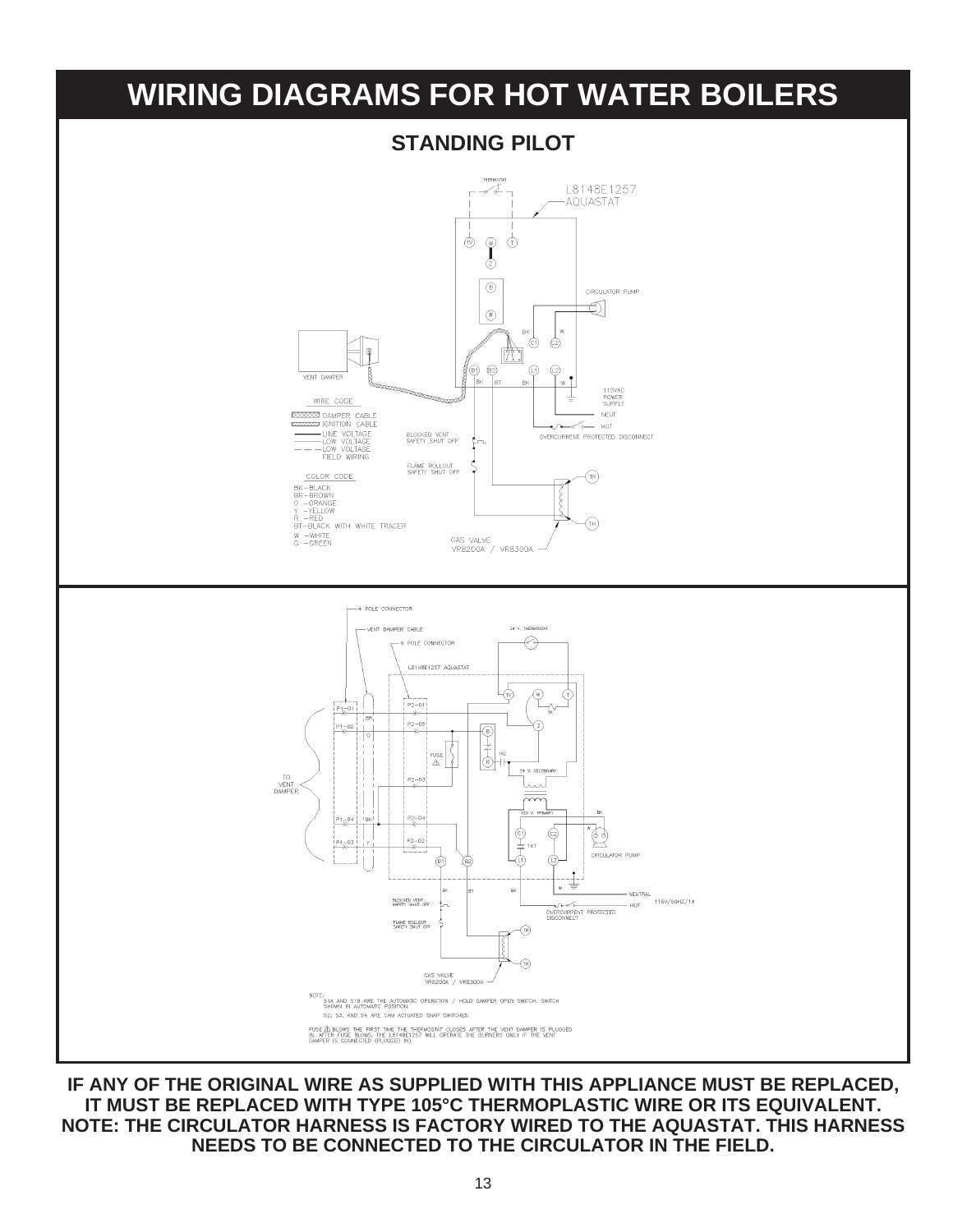# WIRING DIAGRAMS FOR HOT WATER BOILERS

## STANDING PILOT

THERMOSTAT

L8148E1257 AQUASTAT

TV W T Z B R C1 C2 B1 B2 L1 L2

CIRCULATOR PUMP

VENT DAMPER

BK W BK BT BK W

115VAC POWER SUPPLY

NEUT

HOT

OVERCURRENT PROTECTED DISCONNECT

WIRE CODE

DAMPER CABLE
IGNITION CABLE
LINE VOLTAGE
LOW VOLTAGE
LOW VOLTAGE FIELD WIRING

BLOCKED VENT SAFETY SHUT OFF

FLAME ROLLOUT SAFETY SHUT OFF

TR

TH

COLOR CODE

BK–BLACK
BR–BROWN
O –ORANGE
Y –YELLOW
R –RED
BT–BLACK WITH WHITE TRACER
W –WHITE
G –GREEN

GAS VALVE
VR8200A / VR8300A

4 POLE CONNECTOR

VENT DAMPER CABLE

6 POLE CONNECTOR

L8148E1257 AQUASTAT

24 V. THERMOSTAT

TO VENT DAMPER

P1–01 P1–02 P1–04 P1–03 P2–01 P2–05 P2–03 P2–04 P2–02

BR O BK Y

FUSE

TV W T Z B R 1K 1K2 1K1

24 V. SECONDARY

120 V. PRIMARY

C1 C2 B1 B2 L1 L2

CIRCULATOR PUMP

BK BT BK W

NEUTRAL

HOT

115V/60HZ/1ø

OVERCURRENT PROTECTED DISCONNECT

BLOCKED VENT SAFETY SHUT OFF

FLAME ROLLOUT SAFETY SHUT OFF

TR

TH

GAS VALVE
VR8200A / VR8300A

NOTE:
S1A AND S1B ARE THE AUTOMATIC OPERATION / HOLD DAMPER OPEN SWITCH. SWITCH SHOWN IN AUTOMATIC POSITION.
S2, S3, AND S4 ARE CAM ACTUATED SNAP SWITCHES.

FUSE ⚠ BLOWS THE FIRST TIME THE THERMOSTAT CLOSES AFTER THE VENT DAMPER IS PLUGGED IN. AFTER FUSE BLOWS, THE L8148E1257 WILL OPERATE THE BURNERS ONLY IF THE VENT DAMPER IS CONNECTED (PLUGGED IN).

**IF ANY OF THE ORIGINAL WIRE AS SUPPLIED WITH THIS APPLIANCE MUST BE REPLACED, IT MUST BE REPLACED WITH TYPE 105°C THERMOPLASTIC WIRE OR ITS EQUIVALENT. NOTE: THE CIRCULATOR HARNESS IS FACTORY WIRED TO THE AQUASTAT. THIS HARNESS NEEDS TO BE CONNECTED TO THE CIRCULATOR IN THE FIELD.**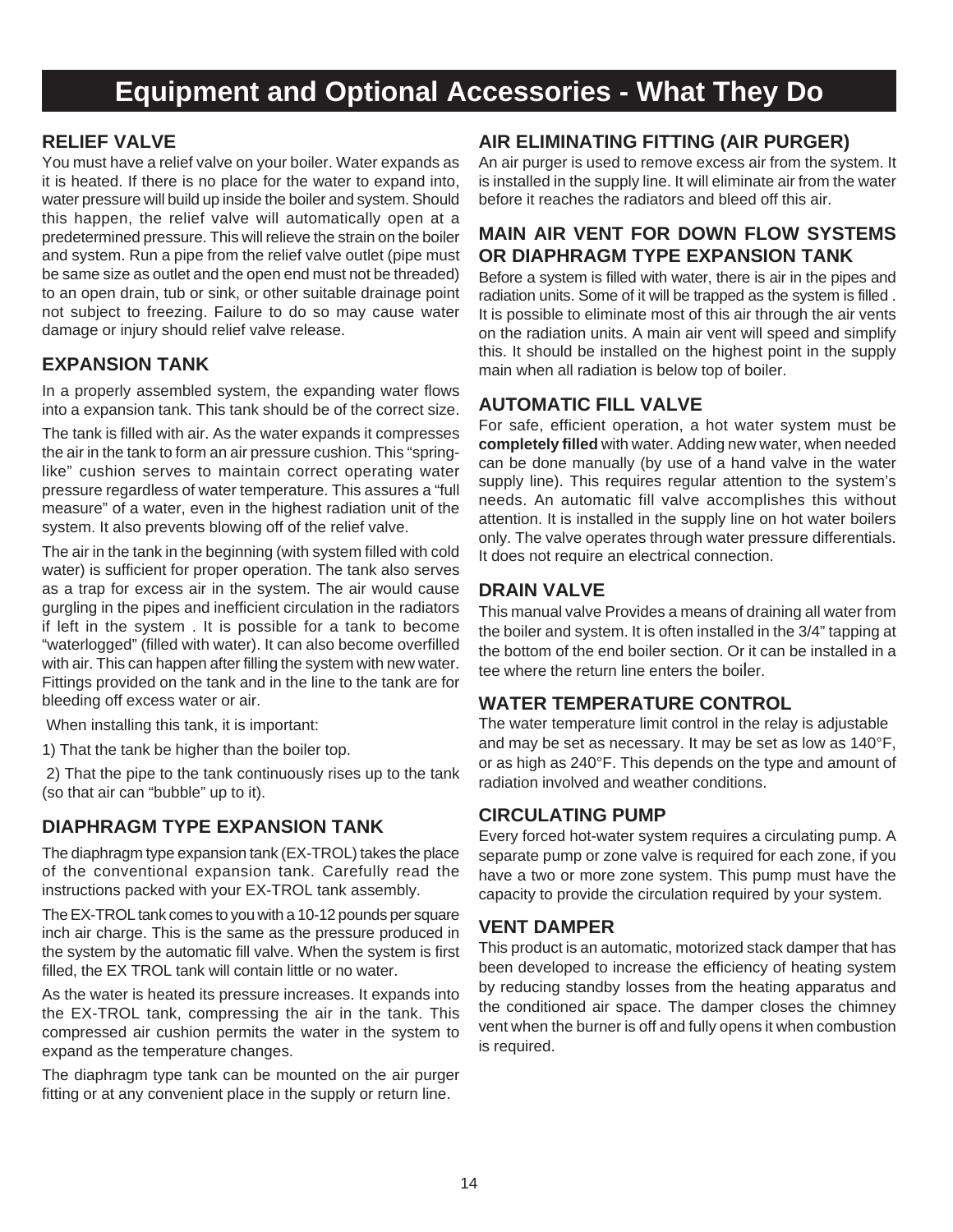# Equipment and Optional Accessories - What They Do

## RELIEF VALVE

You must have a relief valve on your boiler. Water expands as it is heated. If there is no place for the water to expand into, water pressure will build up inside the boiler and system. Should this happen, the relief valve will automatically open at a predetermined pressure. This will relieve the strain on the boiler and system. Run a pipe from the relief valve outlet (pipe must be same size as outlet and the open end must not be threaded) to an open drain, tub or sink, or other suitable drainage point not subject to freezing. Failure to do so may cause water damage or injury should relief valve release.

## EXPANSION TANK

In a properly assembled system, the expanding water flows into a expansion tank. This tank should be of the correct size.

The tank is filled with air. As the water expands it compresses the air in the tank to form an air pressure cushion. This "spring-like" cushion serves to maintain correct operating water pressure regardless of water temperature. This assures a "full measure" of a water, even in the highest radiation unit of the system. It also prevents blowing off of the relief valve.

The air in the tank in the beginning (with system filled with cold water) is sufficient for proper operation. The tank also serves as a trap for excess air in the system. The air would cause gurgling in the pipes and inefficient circulation in the radiators if left in the system . It is possible for a tank to become "waterlogged" (filled with water). It can also become overfilled with air. This can happen after filling the system with new water. Fittings provided on the tank and in the line to the tank are for bleeding off excess water or air.

When installing this tank, it is important:

1) That the tank be higher than the boiler top.

2) That the pipe to the tank continuously rises up to the tank (so that air can "bubble" up to it).

## DIAPHRAGM TYPE EXPANSION TANK

The diaphragm type expansion tank (EX-TROL) takes the place of the conventional expansion tank. Carefully read the instructions packed with your EX-TROL tank assembly.

The EX-TROL tank comes to you with a 10-12 pounds per square inch air charge. This is the same as the pressure produced in the system by the automatic fill valve. When the system is first filled, the EX TROL tank will contain little or no water.

As the water is heated its pressure increases. It expands into the EX-TROL tank, compressing the air in the tank. This compressed air cushion permits the water in the system to expand as the temperature changes.

The diaphragm type tank can be mounted on the air purger fitting or at any convenient place in the supply or return line.

## AIR ELIMINATING FITTING (AIR PURGER)

An air purger is used to remove excess air from the system. It is installed in the supply line. It will eliminate air from the water before it reaches the radiators and bleed off this air.

## MAIN AIR VENT FOR DOWN FLOW SYSTEMS OR DIAPHRAGM TYPE EXPANSION TANK

Before a system is filled with water, there is air in the pipes and radiation units. Some of it will be trapped as the system is filled . It is possible to eliminate most of this air through the air vents on the radiation units. A main air vent will speed and simplify this. It should be installed on the highest point in the supply main when all radiation is below top of boiler.

## AUTOMATIC FILL VALVE

For safe, efficient operation, a hot water system must be **completely filled** with water. Adding new water, when needed can be done manually (by use of a hand valve in the water supply line). This requires regular attention to the system's needs. An automatic fill valve accomplishes this without attention. It is installed in the supply line on hot water boilers only. The valve operates through water pressure differentials. It does not require an electrical connection.

## DRAIN VALVE

This manual valve Provides a means of draining all water from the boiler and system. It is often installed in the 3/4" tapping at the bottom of the end boiler section. Or it can be installed in a tee where the return line enters the boiler.

## WATER TEMPERATURE CONTROL

The water temperature limit control in the relay is adjustable and may be set as necessary. It may be set as low as 140°F, or as high as 240°F. This depends on the type and amount of radiation involved and weather conditions.

## CIRCULATING PUMP

Every forced hot-water system requires a circulating pump. A separate pump or zone valve is required for each zone, if you have a two or more zone system. This pump must have the capacity to provide the circulation required by your system.

## VENT DAMPER

This product is an automatic, motorized stack damper that has been developed to increase the efficiency of heating system by reducing standby losses from the heating apparatus and the conditioned air space. The damper closes the chimney vent when the burner is off and fully opens it when combustion is required.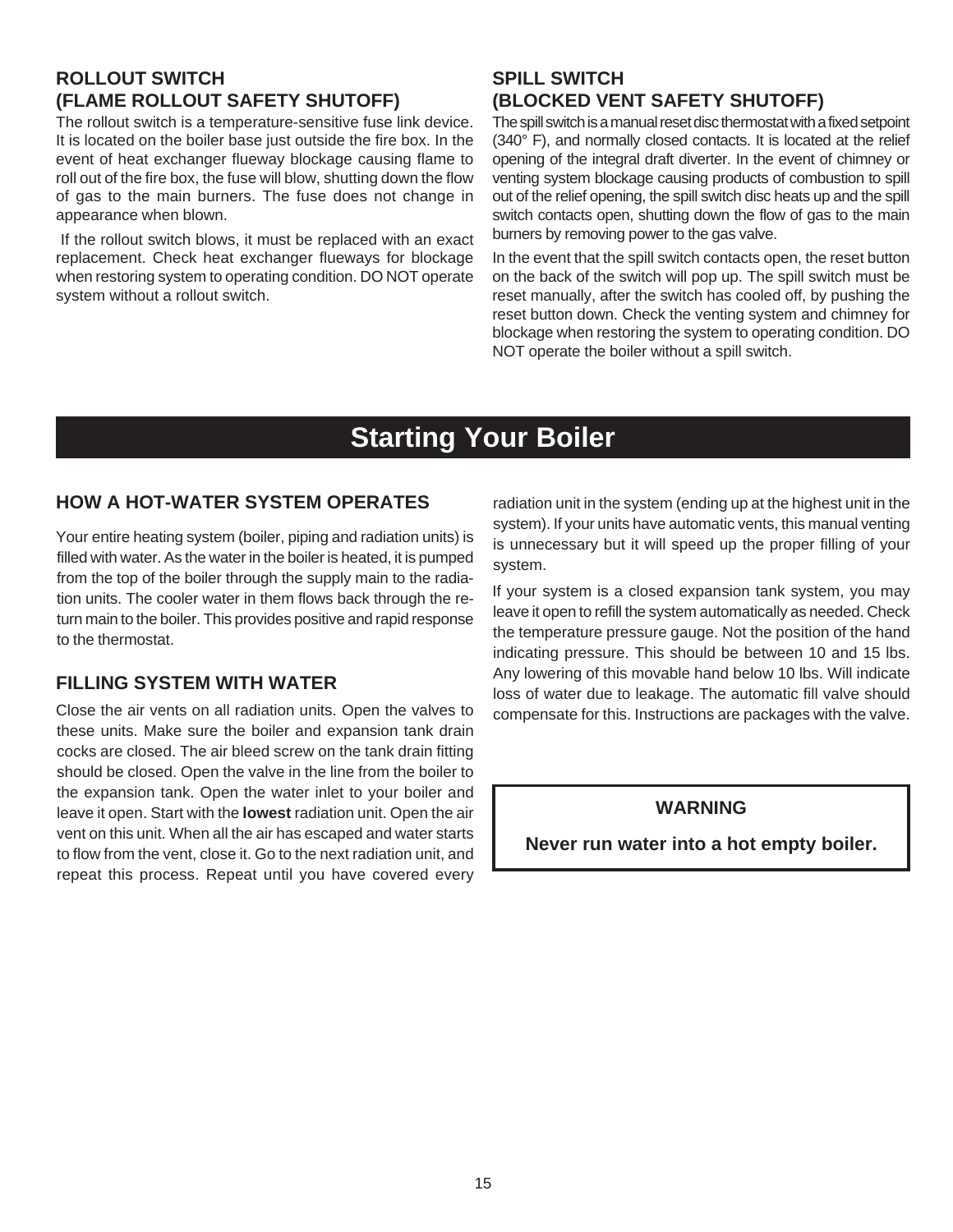## ROLLOUT SWITCH (FLAME ROLLOUT SAFETY SHUTOFF)

The rollout switch is a temperature-sensitive fuse link device. It is located on the boiler base just outside the fire box. In the event of heat exchanger flueway blockage causing flame to roll out of the fire box, the fuse will blow, shutting down the flow of gas to the main burners. The fuse does not change in appearance when blown.

If the rollout switch blows, it must be replaced with an exact replacement. Check heat exchanger flueways for blockage when restoring system to operating condition. DO NOT operate system without a rollout switch.

## SPILL SWITCH (BLOCKED VENT SAFETY SHUTOFF)

The spill switch is a manual reset disc thermostat with a fixed setpoint (340° F), and normally closed contacts. It is located at the relief opening of the integral draft diverter. In the event of chimney or venting system blockage causing products of combustion to spill out of the relief opening, the spill switch disc heats up and the spill switch contacts open, shutting down the flow of gas to the main burners by removing power to the gas valve.

In the event that the spill switch contacts open, the reset button on the back of the switch will pop up. The spill switch must be reset manually, after the switch has cooled off, by pushing the reset button down. Check the venting system and chimney for blockage when restoring the system to operating condition. DO NOT operate the boiler without a spill switch.

# Starting Your Boiler

## HOW A HOT-WATER SYSTEM OPERATES

Your entire heating system (boiler, piping and radiation units) is filled with water. As the water in the boiler is heated, it is pumped from the top of the boiler through the supply main to the radiation units. The cooler water in them flows back through the return main to the boiler. This provides positive and rapid response to the thermostat.

## FILLING SYSTEM WITH WATER

Close the air vents on all radiation units. Open the valves to these units. Make sure the boiler and expansion tank drain cocks are closed. The air bleed screw on the tank drain fitting should be closed. Open the valve in the line from the boiler to the expansion tank. Open the water inlet to your boiler and leave it open. Start with the **lowest** radiation unit. Open the air vent on this unit. When all the air has escaped and water starts to flow from the vent, close it. Go to the next radiation unit, and repeat this process. Repeat until you have covered every radiation unit in the system (ending up at the highest unit in the system). If your units have automatic vents, this manual venting is unnecessary but it will speed up the proper filling of your system.

If your system is a closed expansion tank system, you may leave it open to refill the system automatically as needed. Check the temperature pressure gauge. Not the position of the hand indicating pressure. This should be between 10 and 15 lbs. Any lowering of this movable hand below 10 lbs. Will indicate loss of water due to leakage. The automatic fill valve should compensate for this. Instructions are packages with the valve.

**WARNING**

**Never run water into a hot empty boiler.**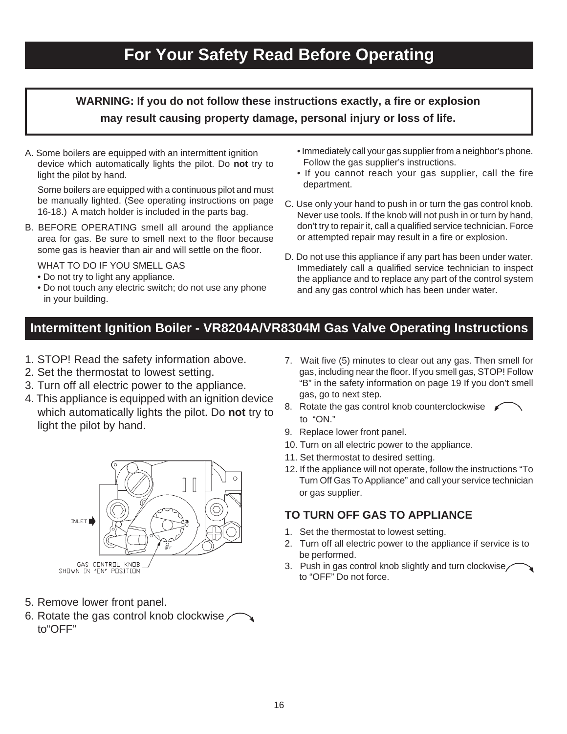# For Your Safety Read Before Operating

**WARNING: If you do not follow these instructions exactly, a fire or explosion may result causing property damage, personal injury or loss of life.**

A. Some boilers are equipped with an intermittent ignition device which automatically lights the pilot. Do **not** try to light the pilot by hand.

Some boilers are equipped with a continuous pilot and must be manually lighted. (See operating instructions on page 16-18.) A match holder is included in the parts bag.

B. BEFORE OPERATING smell all around the appliance area for gas. Be sure to smell next to the floor because some gas is heavier than air and will settle on the floor.

WHAT TO DO IF YOU SMELL GAS

- Do not try to light any appliance.
- Do not touch any electric switch; do not use any phone in your building.
- Immediately call your gas supplier from a neighbor's phone. Follow the gas supplier's instructions.
- If you cannot reach your gas supplier, call the fire department.

C. Use only your hand to push in or turn the gas control knob. Never use tools. If the knob will not push in or turn by hand, don't try to repair it, call a qualified service technician. Force or attempted repair may result in a fire or explosion.

D. Do not use this appliance if any part has been under water. Immediately call a qualified service technician to inspect the appliance and to replace any part of the control system and any gas control which has been under water.

## Intermittent Ignition Boiler - VR8204A/VR8304M Gas Valve Operating Instructions

1. STOP! Read the safety information above.
2. Set the thermostat to lowest setting.
3. Turn off all electric power to the appliance.
4. This appliance is equipped with an ignition device which automatically lights the pilot. Do **not** try to light the pilot by hand.

INLET

GAS CONTROL KNOB SHOWN IN "ON" POSITION

5. Remove lower front panel.
6. Rotate the gas control knob clockwise to"OFF"
7. Wait five (5) minutes to clear out any gas. Then smell for gas, including near the floor. If you smell gas, STOP! Follow "B" in the safety information on page 19 If you don't smell gas, go to next step.
8. Rotate the gas control knob counterclockwise to "ON."
9. Replace lower front panel.
10. Turn on all electric power to the appliance.
11. Set thermostat to desired setting.
12. If the appliance will not operate, follow the instructions "To Turn Off Gas To Appliance" and call your service technician or gas supplier.

### TO TURN OFF GAS TO APPLIANCE

1. Set the thermostat to lowest setting.
2. Turn off all electric power to the appliance if service is to be performed.
3. Push in gas control knob slightly and turn clockwise to "OFF" Do not force.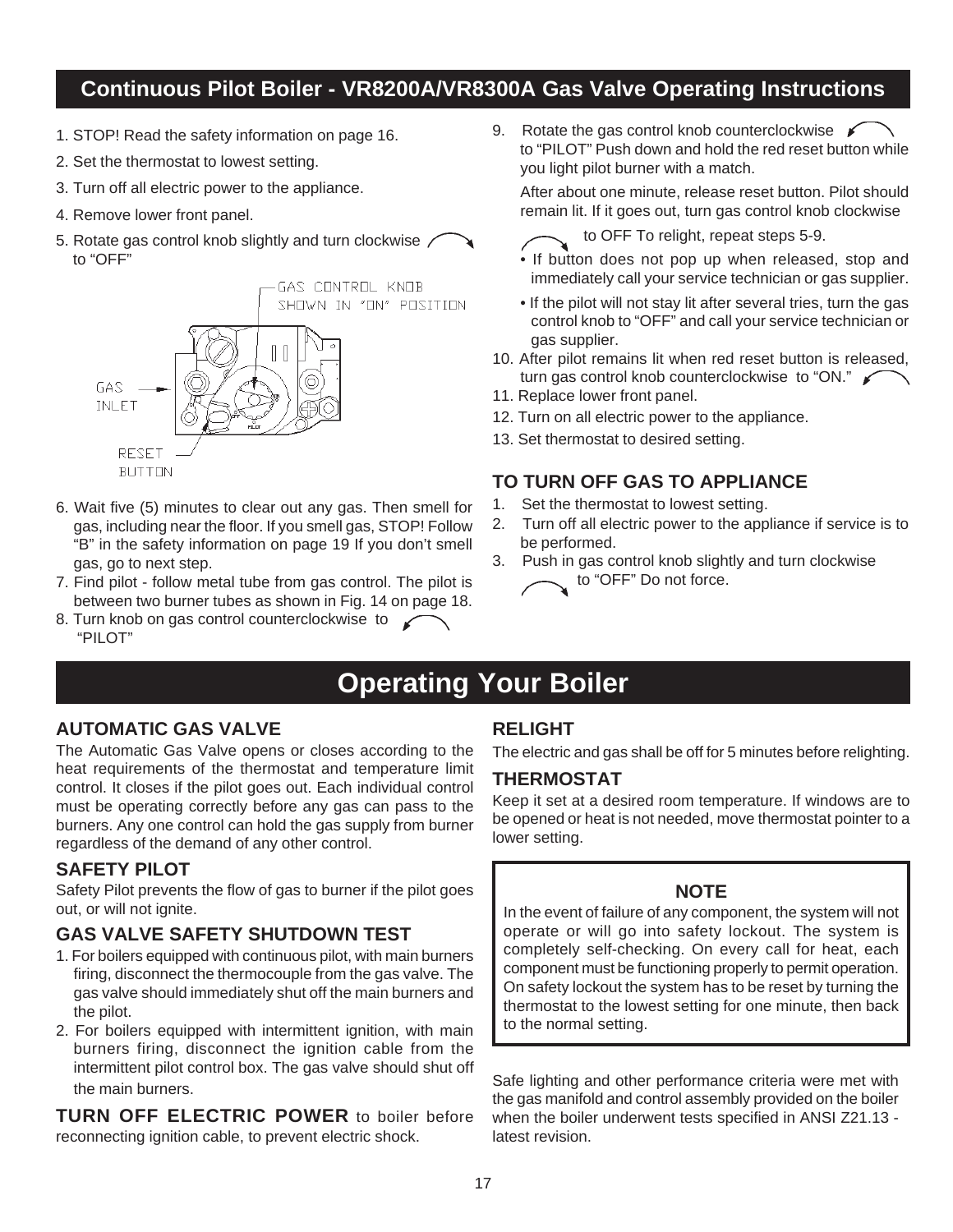## Continuous Pilot Boiler - VR8200A/VR8300A Gas Valve Operating Instructions

1. STOP! Read the safety information on page 16.
2. Set the thermostat to lowest setting.
3. Turn off all electric power to the appliance.
4. Remove lower front panel.
5. Rotate gas control knob slightly and turn clockwise to "OFF"

GAS CONTROL KNOB SHOWN IN "ON" POSITION

GAS INLET

RESET BUTTON

6. Wait five (5) minutes to clear out any gas. Then smell for gas, including near the floor. If you smell gas, STOP! Follow "B" in the safety information on page 19 If you don't smell gas, go to next step.
7. Find pilot - follow metal tube from gas control. The pilot is between two burner tubes as shown in Fig. 14 on page 18.
8. Turn knob on gas control counterclockwise to "PILOT"
9. Rotate the gas control knob counterclockwise to "PILOT" Push down and hold the red reset button while you light pilot burner with a match.

   After about one minute, release reset button. Pilot should remain lit. If it goes out, turn gas control knob clockwise to OFF To relight, repeat steps 5-9.

   - If button does not pop up when released, stop and immediately call your service technician or gas supplier.
   - If the pilot will not stay lit after several tries, turn the gas control knob to "OFF" and call your service technician or gas supplier.
10. After pilot remains lit when red reset button is released, turn gas control knob counterclockwise to "ON."
11. Replace lower front panel.
12. Turn on all electric power to the appliance.
13. Set thermostat to desired setting.

### TO TURN OFF GAS TO APPLIANCE

1. Set the thermostat to lowest setting.
2. Turn off all electric power to the appliance if service is to be performed.
3. Push in gas control knob slightly and turn clockwise to "OFF" Do not force.

## Operating Your Boiler

### AUTOMATIC GAS VALVE

The Automatic Gas Valve opens or closes according to the heat requirements of the thermostat and temperature limit control. It closes if the pilot goes out. Each individual control must be operating correctly before any gas can pass to the burners. Any one control can hold the gas supply from burner regardless of the demand of any other control.

### SAFETY PILOT

Safety Pilot prevents the flow of gas to burner if the pilot goes out, or will not ignite.

### GAS VALVE SAFETY SHUTDOWN TEST

1. For boilers equipped with continuous pilot, with main burners firing, disconnect the thermocouple from the gas valve. The gas valve should immediately shut off the main burners and the pilot.
2. For boilers equipped with intermittent ignition, with main burners firing, disconnect the ignition cable from the intermittent pilot control box. The gas valve should shut off the main burners.

**TURN OFF ELECTRIC POWER** to boiler before reconnecting ignition cable, to prevent electric shock.

### RELIGHT

The electric and gas shall be off for 5 minutes before relighting.

### THERMOSTAT

Keep it set at a desired room temperature. If windows are to be opened or heat is not needed, move thermostat pointer to a lower setting.

**NOTE**

In the event of failure of any component, the system will not operate or will go into safety lockout. The system is completely self-checking. On every call for heat, each component must be functioning properly to permit operation. On safety lockout the system has to be reset by turning the thermostat to the lowest setting for one minute, then back to the normal setting.

Safe lighting and other performance criteria were met with the gas manifold and control assembly provided on the boiler when the boiler underwent tests specified in ANSI Z21.13 - latest revision.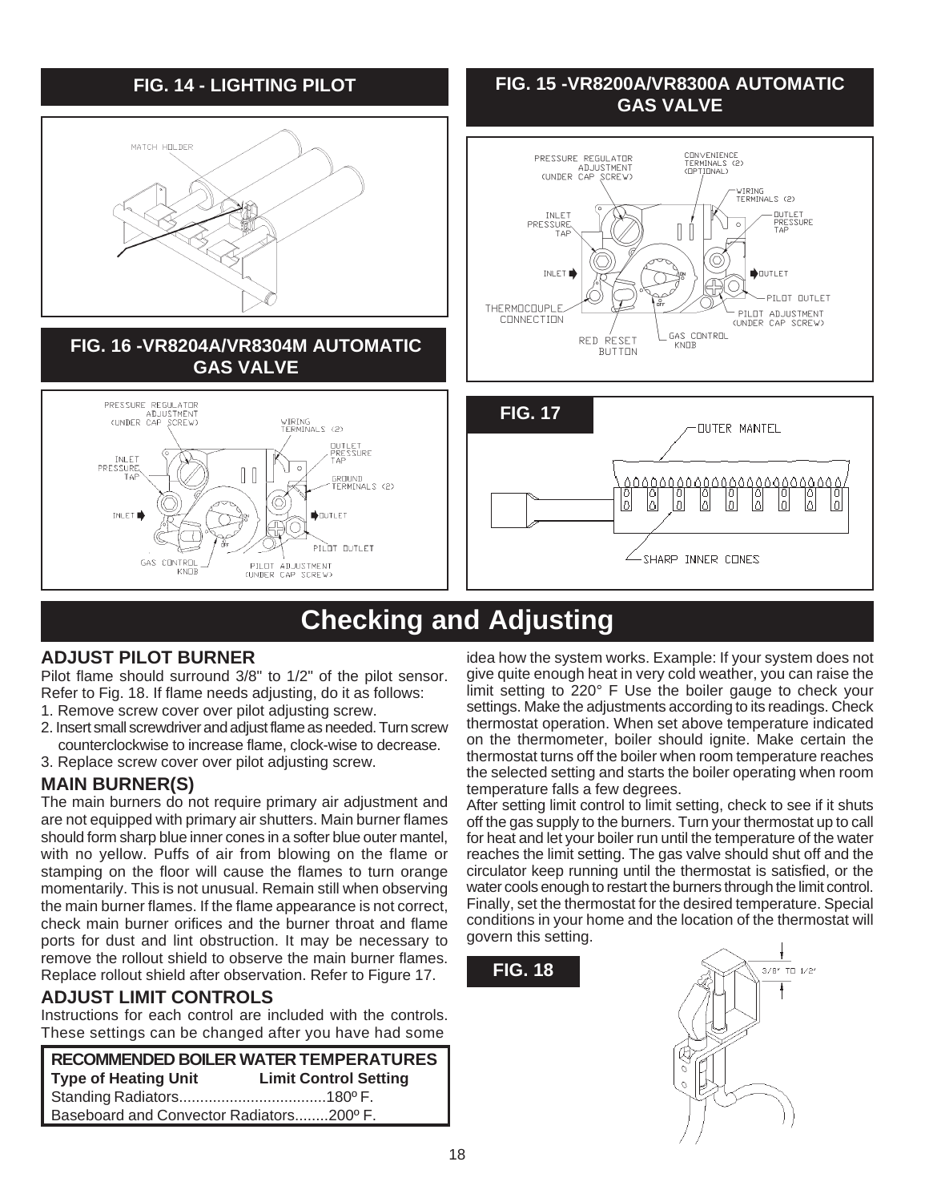## FIG. 14 - LIGHTING PILOT

MATCH HOLDER

## FIG. 15 -VR8200A/VR8300A AUTOMATIC GAS VALVE

PRESSURE REGULATOR ADJUSTMENT (UNDER CAP SCREW)
CONVENIENCE TERMINALS (2) (OPTIONAL)
WIRING TERMINALS (2)
INLET PRESSURE TAP
OUTLET PRESSURE TAP
INLET
OUTLET
PILOT OUTLET
THERMOCOUPLE CONNECTION
PILOT ADJUSTMENT (UNDER CAP SCREW)
RED RESET BUTTON
GAS CONTROL KNOB

## FIG. 16 -VR8204A/VR8304M AUTOMATIC GAS VALVE

PRESSURE REGULATOR ADJUSTMENT (UNDER CAP SCREW)
WIRING TERMINALS (2)
OUTLET PRESSURE TAP
INLET PRESSURE TAP
GROUND TERMINALS (2)
INLET
OUTLET
PILOT OUTLET
GAS CONTROL KNOB
PILOT ADJUSTMENT (UNDER CAP SCREW)

## FIG. 17

OUTER MANTEL
SHARP INNER CONES

# Checking and Adjusting

### ADJUST PILOT BURNER

Pilot flame should surround 3/8" to 1/2" of the pilot sensor. Refer to Fig. 18. If flame needs adjusting, do it as follows:

1. Remove screw cover over pilot adjusting screw.
2. Insert small screwdriver and adjust flame as needed. Turn screw counterclockwise to increase flame, clock-wise to decrease.
3. Replace screw cover over pilot adjusting screw.

### MAIN BURNER(S)

The main burners do not require primary air adjustment and are not equipped with primary air shutters. Main burner flames should form sharp blue inner cones in a softer blue outer mantel, with no yellow. Puffs of air from blowing on the flame or stamping on the floor will cause the flames to turn orange momentarily. This is not unusual. Remain still when observing the main burner flames. If the flame appearance is not correct, check main burner orifices and the burner throat and flame ports for dust and lint obstruction. It may be necessary to remove the rollout shield to observe the main burner flames. Replace rollout shield after observation. Refer to Figure 17.

### ADJUST LIMIT CONTROLS

Instructions for each control are included with the controls. These settings can be changed after you have had some idea how the system works. Example: If your system does not give quite enough heat in very cold weather, you can raise the limit setting to 220° F Use the boiler gauge to check your settings. Make the adjustments according to its readings. Check thermostat operation. When set above temperature indicated on the thermometer, boiler should ignite. Make certain the thermostat turns off the boiler when room temperature reaches the selected setting and starts the boiler operating when room temperature falls a few degrees.

After setting limit control to limit setting, check to see if it shuts off the gas supply to the burners. Turn your thermostat up to call for heat and let your boiler run until the temperature of the water reaches the limit setting. The gas valve should shut off and the circulator keep running until the thermostat is satisfied, or the water cools enough to restart the burners through the limit control. Finally, set the thermostat for the desired temperature. Special conditions in your home and the location of the thermostat will govern this setting.

| RECOMMENDED BOILER WATER TEMPERATURES | |
|---|---|
| **Type of Heating Unit** | **Limit Control Setting** |
| Standing Radiators | 180º F. |
| Baseboard and Convector Radiators | 200º F. |

## FIG. 18

3/8" TO 1/2"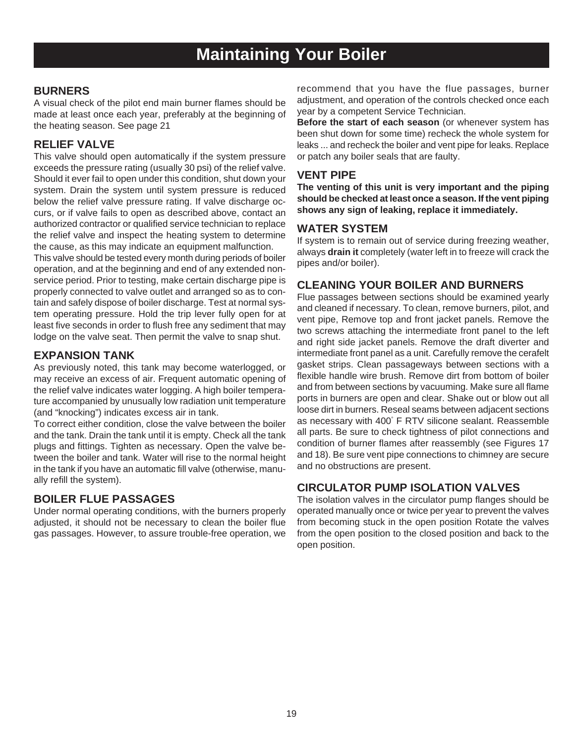# Maintaining Your Boiler

## BURNERS

A visual check of the pilot end main burner flames should be made at least once each year, preferably at the beginning of the heating season. See page 21

## RELIEF VALVE

This valve should open automatically if the system pressure exceeds the pressure rating (usually 30 psi) of the relief valve. Should it ever fail to open under this condition, shut down your system. Drain the system until system pressure is reduced below the relief valve pressure rating. If valve discharge occurs, or if valve fails to open as described above, contact an authorized contractor or qualified service technician to replace the relief valve and inspect the heating system to determine the cause, as this may indicate an equipment malfunction.

This valve should be tested every month during periods of boiler operation, and at the beginning and end of any extended non-service period. Prior to testing, make certain discharge pipe is properly connected to valve outlet and arranged so as to contain and safely dispose of boiler discharge. Test at normal system operating pressure. Hold the trip lever fully open for at least five seconds in order to flush free any sediment that may lodge on the valve seat. Then permit the valve to snap shut.

## EXPANSION TANK

As previously noted, this tank may become waterlogged, or may receive an excess of air. Frequent automatic opening of the relief valve indicates water logging. A high boiler temperature accompanied by unusually low radiation unit temperature (and "knocking") indicates excess air in tank.

To correct either condition, close the valve between the boiler and the tank. Drain the tank until it is empty. Check all the tank plugs and fittings. Tighten as necessary. Open the valve between the boiler and tank. Water will rise to the normal height in the tank if you have an automatic fill valve (otherwise, manually refill the system).

## BOILER FLUE PASSAGES

Under normal operating conditions, with the burners properly adjusted, it should not be necessary to clean the boiler flue gas passages. However, to assure trouble-free operation, we recommend that you have the flue passages, burner adjustment, and operation of the controls checked once each year by a competent Service Technician.

**Before the start of each season** (or whenever system has been shut down for some time) recheck the whole system for leaks ... and recheck the boiler and vent pipe for leaks. Replace or patch any boiler seals that are faulty.

## VENT PIPE

**The venting of this unit is very important and the piping should be checked at least once a season. If the vent piping shows any sign of leaking, replace it immediately.**

## WATER SYSTEM

If system is to remain out of service during freezing weather, always **drain it** completely (water left in to freeze will crack the pipes and/or boiler).

## CLEANING YOUR BOILER AND BURNERS

Flue passages between sections should be examined yearly and cleaned if necessary. To clean, remove burners, pilot, and vent pipe, Remove top and front jacket panels. Remove the two screws attaching the intermediate front panel to the left and right side jacket panels. Remove the draft diverter and intermediate front panel as a unit. Carefully remove the cerafelt gasket strips. Clean passageways between sections with a flexible handle wire brush. Remove dirt from bottom of boiler and from between sections by vacuuming. Make sure all flame ports in burners are open and clear. Shake out or blow out all loose dirt in burners. Reseal seams between adjacent sections as necessary with 400° F RTV silicone sealant. Reassemble all parts. Be sure to check tightness of pilot connections and condition of burner flames after reassembly (see Figures 17 and 18). Be sure vent pipe connections to chimney are secure and no obstructions are present.

## CIRCULATOR PUMP ISOLATION VALVES

The isolation valves in the circulator pump flanges should be operated manually once or twice per year to prevent the valves from becoming stuck in the open position Rotate the valves from the open position to the closed position and back to the open position.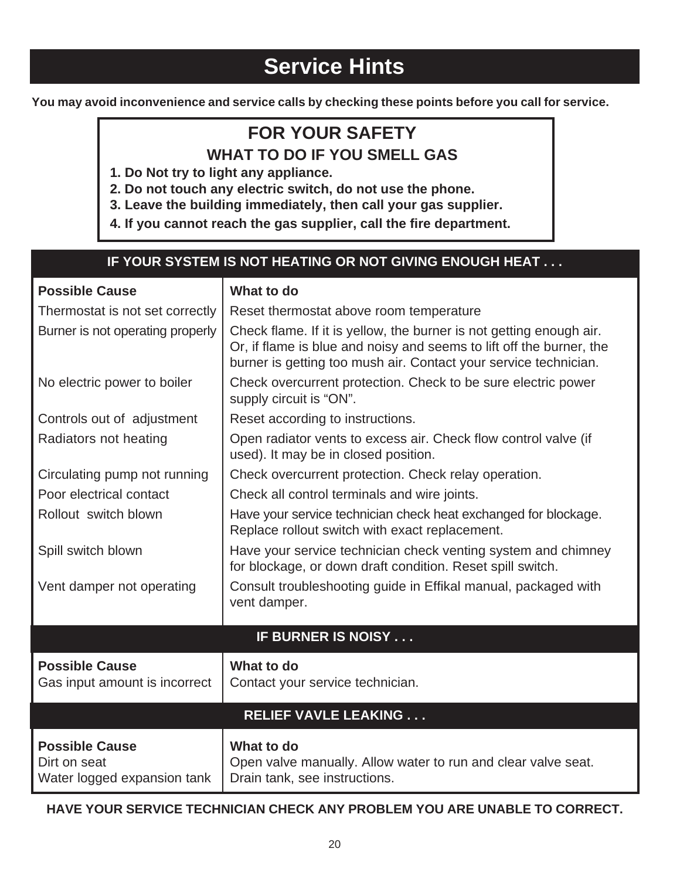# Service Hints

**You may avoid inconvenience and service calls by checking these points before you call for service.**

## FOR YOUR SAFETY

### WHAT TO DO IF YOU SMELL GAS

1. **Do Not try to light any appliance.**
2. **Do not touch any electric switch, do not use the phone.**
3. **Leave the building immediately, then call your gas supplier.**
4. **If you cannot reach the gas supplier, call the fire department.**

### IF YOUR SYSTEM IS NOT HEATING OR NOT GIVING ENOUGH HEAT . . .

| Possible Cause | What to do |
|---|---|
| Thermostat is not set correctly | Reset thermostat above room temperature |
| Burner is not operating properly | Check flame. If it is yellow, the burner is not getting enough air. Or, if flame is blue and noisy and seems to lift off the burner, the burner is getting too mush air. Contact your service technician. |
| No electric power to boiler | Check overcurrent protection. Check to be sure electric power supply circuit is “ON”. |
| Controls out of adjustment | Reset according to instructions. |
| Radiators not heating | Open radiator vents to excess air. Check flow control valve (if used). It may be in closed position. |
| Circulating pump not running | Check overcurrent protection. Check relay operation. |
| Poor electrical contact | Check all control terminals and wire joints. |
| Rollout switch blown | Have your service technician check heat exchanged for blockage. Replace rollout switch with exact replacement. |
| Spill switch blown | Have your service technician check venting system and chimney for blockage, or down draft condition. Reset spill switch. |
| Vent damper not operating | Consult troubleshooting guide in Effikal manual, packaged with vent damper. |

### IF BURNER IS NOISY . . .

| Possible Cause | What to do |
|---|---|
| Gas input amount is incorrect | Contact your service technician. |

### RELIEF VAVLE LEAKING . . .

| Possible Cause | What to do |
|---|---|
| Dirt on seat | Open valve manually. Allow water to run and clear valve seat. |
| Water logged expansion tank | Drain tank, see instructions. |

**HAVE YOUR SERVICE TECHNICIAN CHECK ANY PROBLEM YOU ARE UNABLE TO CORRECT.**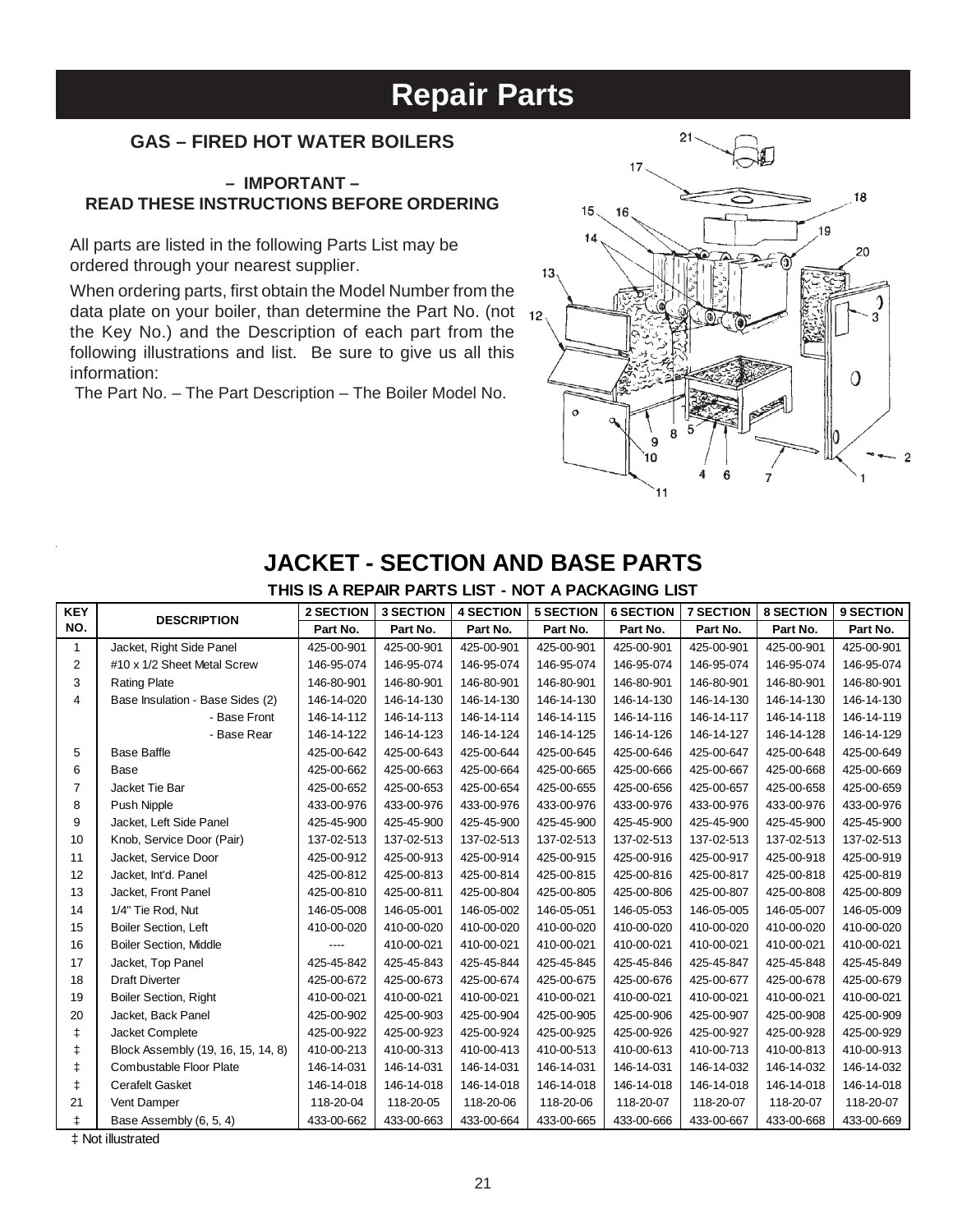# Repair Parts

## GAS – FIRED HOT WATER BOILERS

**– IMPORTANT –**
**READ THESE INSTRUCTIONS BEFORE ORDERING**

All parts are listed in the following Parts List may be ordered through your nearest supplier.

When ordering parts, first obtain the Model Number from the data plate on your boiler, than determine the Part No. (not the Key No.) and the Description of each part from the following illustrations and list. Be sure to give us all this information:

The Part No. – The Part Description – The Boiler Model No.

## JACKET - SECTION AND BASE PARTS

**THIS IS A REPAIR PARTS LIST - NOT A PACKAGING LIST**

| KEY NO. | DESCRIPTION | 2 SECTION | 3 SECTION | 4 SECTION | 5 SECTION | 6 SECTION | 7 SECTION | 8 SECTION | 9 SECTION |
|---|---|---|---|---|---|---|---|---|---|
| | | Part No. | Part No. | Part No. | Part No. | Part No. | Part No. | Part No. | Part No. |
| 1 | Jacket, Right Side Panel | 425-00-901 | 425-00-901 | 425-00-901 | 425-00-901 | 425-00-901 | 425-00-901 | 425-00-901 | 425-00-901 |
| 2 | #10 x 1/2 Sheet Metal Screw | 146-95-074 | 146-95-074 | 146-95-074 | 146-95-074 | 146-95-074 | 146-95-074 | 146-95-074 | 146-95-074 |
| 3 | Rating Plate | 146-80-901 | 146-80-901 | 146-80-901 | 146-80-901 | 146-80-901 | 146-80-901 | 146-80-901 | 146-80-901 |
| 4 | Base Insulation - Base Sides (2) | 146-14-020 | 146-14-130 | 146-14-130 | 146-14-130 | 146-14-130 | 146-14-130 | 146-14-130 | 146-14-130 |
| | - Base Front | 146-14-112 | 146-14-113 | 146-14-114 | 146-14-115 | 146-14-116 | 146-14-117 | 146-14-118 | 146-14-119 |
| | - Base Rear | 146-14-122 | 146-14-123 | 146-14-124 | 146-14-125 | 146-14-126 | 146-14-127 | 146-14-128 | 146-14-129 |
| 5 | Base Baffle | 425-00-642 | 425-00-643 | 425-00-644 | 425-00-645 | 425-00-646 | 425-00-647 | 425-00-648 | 425-00-649 |
| 6 | Base | 425-00-662 | 425-00-663 | 425-00-664 | 425-00-665 | 425-00-666 | 425-00-667 | 425-00-668 | 425-00-669 |
| 7 | Jacket Tie Bar | 425-00-652 | 425-00-653 | 425-00-654 | 425-00-655 | 425-00-656 | 425-00-657 | 425-00-658 | 425-00-659 |
| 8 | Push Nipple | 433-00-976 | 433-00-976 | 433-00-976 | 433-00-976 | 433-00-976 | 433-00-976 | 433-00-976 | 433-00-976 |
| 9 | Jacket, Left Side Panel | 425-45-900 | 425-45-900 | 425-45-900 | 425-45-900 | 425-45-900 | 425-45-900 | 425-45-900 | 425-45-900 |
| 10 | Knob, Service Door (Pair) | 137-02-513 | 137-02-513 | 137-02-513 | 137-02-513 | 137-02-513 | 137-02-513 | 137-02-513 | 137-02-513 |
| 11 | Jacket, Service Door | 425-00-912 | 425-00-913 | 425-00-914 | 425-00-915 | 425-00-916 | 425-00-917 | 425-00-918 | 425-00-919 |
| 12 | Jacket, Int'd. Panel | 425-00-812 | 425-00-813 | 425-00-814 | 425-00-815 | 425-00-816 | 425-00-817 | 425-00-818 | 425-00-819 |
| 13 | Jacket, Front Panel | 425-00-810 | 425-00-811 | 425-00-804 | 425-00-805 | 425-00-806 | 425-00-807 | 425-00-808 | 425-00-809 |
| 14 | 1/4" Tie Rod, Nut | 146-05-008 | 146-05-001 | 146-05-002 | 146-05-051 | 146-05-053 | 146-05-005 | 146-05-007 | 146-05-009 |
| 15 | Boiler Section, Left | 410-00-020 | 410-00-020 | 410-00-020 | 410-00-020 | 410-00-020 | 410-00-020 | 410-00-020 | 410-00-020 |
| 16 | Boiler Section, Middle | ---- | 410-00-021 | 410-00-021 | 410-00-021 | 410-00-021 | 410-00-021 | 410-00-021 | 410-00-021 |
| 17 | Jacket, Top Panel | 425-45-842 | 425-45-843 | 425-45-844 | 425-45-845 | 425-45-846 | 425-45-847 | 425-45-848 | 425-45-849 |
| 18 | Draft Diverter | 425-00-672 | 425-00-673 | 425-00-674 | 425-00-675 | 425-00-676 | 425-00-677 | 425-00-678 | 425-00-679 |
| 19 | Boiler Section, Right | 410-00-021 | 410-00-021 | 410-00-021 | 410-00-021 | 410-00-021 | 410-00-021 | 410-00-021 | 410-00-021 |
| 20 | Jacket, Back Panel | 425-00-902 | 425-00-903 | 425-00-904 | 425-00-905 | 425-00-906 | 425-00-907 | 425-00-908 | 425-00-909 |
| ‡ | Jacket Complete | 425-00-922 | 425-00-923 | 425-00-924 | 425-00-925 | 425-00-926 | 425-00-927 | 425-00-928 | 425-00-929 |
| ‡ | Block Assembly (19, 16, 15, 14, 8) | 410-00-213 | 410-00-313 | 410-00-413 | 410-00-513 | 410-00-613 | 410-00-713 | 410-00-813 | 410-00-913 |
| ‡ | Combustable Floor Plate | 146-14-031 | 146-14-031 | 146-14-031 | 146-14-031 | 146-14-031 | 146-14-032 | 146-14-032 | 146-14-032 |
| ‡ | Cerafelt Gasket | 146-14-018 | 146-14-018 | 146-14-018 | 146-14-018 | 146-14-018 | 146-14-018 | 146-14-018 | 146-14-018 |
| 21 | Vent Damper | 118-20-04 | 118-20-05 | 118-20-06 | 118-20-06 | 118-20-07 | 118-20-07 | 118-20-07 | 118-20-07 |
| ‡ | Base Assembly (6, 5, 4) | 433-00-662 | 433-00-663 | 433-00-664 | 433-00-665 | 433-00-666 | 433-00-667 | 433-00-668 | 433-00-669 |

‡ Not illustrated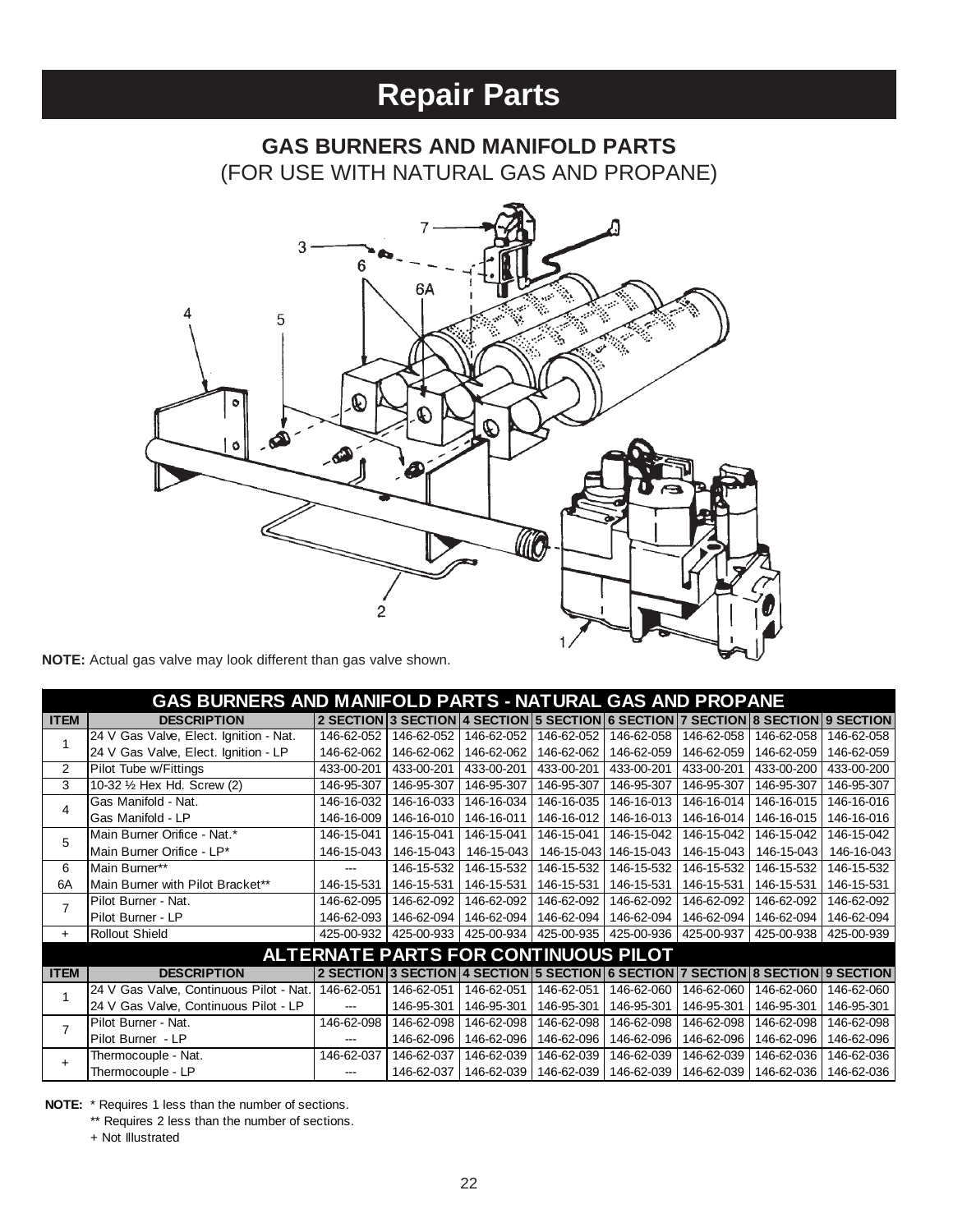# Repair Parts

## GAS BURNERS AND MANIFOLD PARTS
(FOR USE WITH NATURAL GAS AND PROPANE)

**NOTE:** Actual gas valve may look different than gas valve shown.

| GAS BURNERS AND MANIFOLD PARTS - NATURAL GAS AND PROPANE | | | | | | | | | |
|---|---|---|---|---|---|---|---|---|---|
| **ITEM** | **DESCRIPTION** | **2 SECTION** | **3 SECTION** | **4 SECTION** | **5 SECTION** | **6 SECTION** | **7 SECTION** | **8 SECTION** | **9 SECTION** |
| 1 | 24 V Gas Valve, Elect. Ignition - Nat. | 146-62-052 | 146-62-052 | 146-62-052 | 146-62-052 | 146-62-058 | 146-62-058 | 146-62-058 | 146-62-058 |
| | 24 V Gas Valve, Elect. Ignition - LP | 146-62-062 | 146-62-062 | 146-62-062 | 146-62-062 | 146-62-059 | 146-62-059 | 146-62-059 | 146-62-059 |
| 2 | Pilot Tube w/Fittings | 433-00-201 | 433-00-201 | 433-00-201 | 433-00-201 | 433-00-201 | 433-00-201 | 433-00-200 | 433-00-200 |
| 3 | 10-32 ½ Hex Hd. Screw (2) | 146-95-307 | 146-95-307 | 146-95-307 | 146-95-307 | 146-95-307 | 146-95-307 | 146-95-307 | 146-95-307 |
| 4 | Gas Manifold - Nat. | 146-16-032 | 146-16-033 | 146-16-034 | 146-16-035 | 146-16-013 | 146-16-014 | 146-16-015 | 146-16-016 |
| | Gas Manifold - LP | 146-16-009 | 146-16-010 | 146-16-011 | 146-16-012 | 146-16-013 | 146-16-014 | 146-16-015 | 146-16-016 |
| 5 | Main Burner Orifice - Nat.* | 146-15-041 | 146-15-041 | 146-15-041 | 146-15-041 | 146-15-042 | 146-15-042 | 146-15-042 | 146-15-042 |
| | Main Burner Orifice - LP* | 146-15-043 | 146-15-043 | 146-15-043 | 146-15-043 | 146-15-043 | 146-15-043 | 146-15-043 | 146-16-043 |
| 6 | Main Burner** | --- | 146-15-532 | 146-15-532 | 146-15-532 | 146-15-532 | 146-15-532 | 146-15-532 | 146-15-532 |
| 6A | Main Burner with Pilot Bracket** | 146-15-531 | 146-15-531 | 146-15-531 | 146-15-531 | 146-15-531 | 146-15-531 | 146-15-531 | 146-15-531 |
| 7 | Pilot Burner - Nat. | 146-62-095 | 146-62-092 | 146-62-092 | 146-62-092 | 146-62-092 | 146-62-092 | 146-62-092 | 146-62-092 |
| | Pilot Burner - LP | 146-62-093 | 146-62-094 | 146-62-094 | 146-62-094 | 146-62-094 | 146-62-094 | 146-62-094 | 146-62-094 |
| + | Rollout Shield | 425-00-932 | 425-00-933 | 425-00-934 | 425-00-935 | 425-00-936 | 425-00-937 | 425-00-938 | 425-00-939 |
| **ALTERNATE PARTS FOR CONTINUOUS PILOT** | | | | | | | | | |
| **ITEM** | **DESCRIPTION** | **2 SECTION** | **3 SECTION** | **4 SECTION** | **5 SECTION** | **6 SECTION** | **7 SECTION** | **8 SECTION** | **9 SECTION** |
| 1 | 24 V Gas Valve, Continuous Pilot - Nat. | 146-62-051 | 146-62-051 | 146-62-051 | 146-62-051 | 146-62-060 | 146-62-060 | 146-62-060 | 146-62-060 |
| | 24 V Gas Valve, Continuous Pilot - LP | --- | 146-95-301 | 146-95-301 | 146-95-301 | 146-95-301 | 146-95-301 | 146-95-301 | 146-95-301 |
| 7 | Pilot Burner - Nat. | 146-62-098 | 146-62-098 | 146-62-098 | 146-62-098 | 146-62-098 | 146-62-098 | 146-62-098 | 146-62-098 |
| | Pilot Burner - LP | --- | 146-62-096 | 146-62-096 | 146-62-096 | 146-62-096 | 146-62-096 | 146-62-096 | 146-62-096 |
| + | Thermocouple - Nat. | 146-62-037 | 146-62-037 | 146-62-039 | 146-62-039 | 146-62-039 | 146-62-039 | 146-62-036 | 146-62-036 |
| | Thermocouple - LP | --- | 146-62-037 | 146-62-039 | 146-62-039 | 146-62-039 | 146-62-039 | 146-62-036 | 146-62-036 |

**NOTE:** * Requires 1 less than the number of sections.
** Requires 2 less than the number of sections.
+ Not Illustrated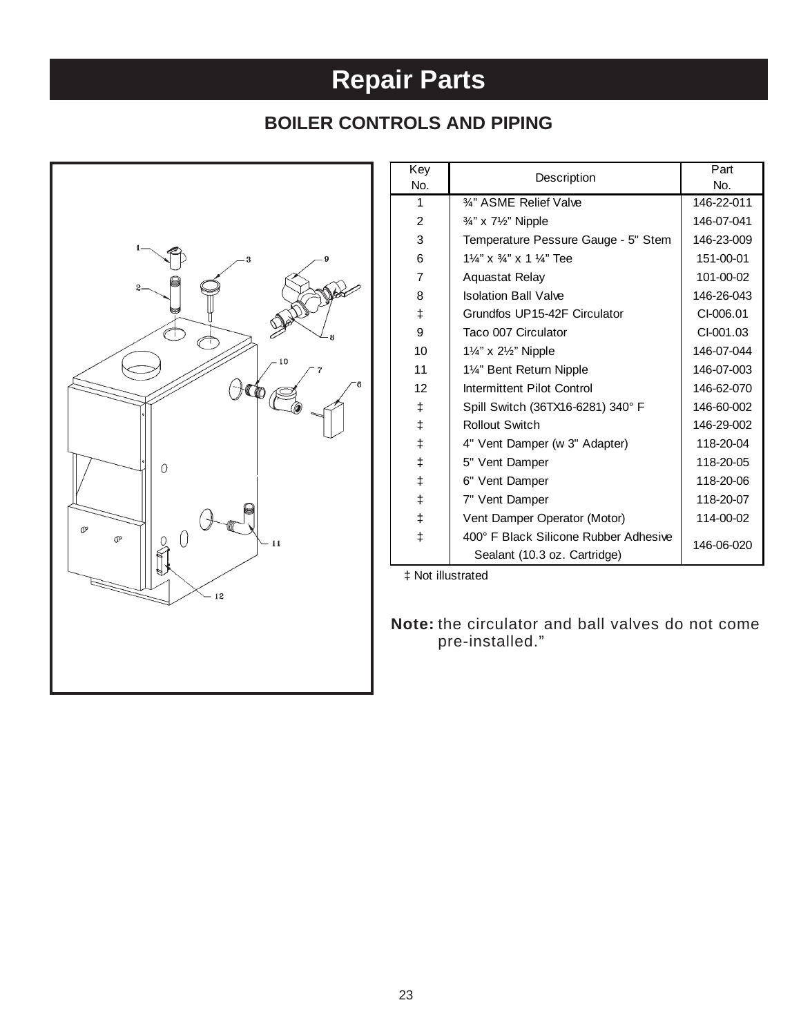# Repair Parts

## BOILER CONTROLS AND PIPING

1
2
3
9
8
10
7
6
11
12

| Key No. | Description | Part No. |
|---|---|---|
| 1 | ¾" ASME Relief Valve | 146-22-011 |
| 2 | ¾" x 7½" Nipple | 146-07-041 |
| 3 | Temperature Pessure Gauge - 5" Stem | 146-23-009 |
| 6 | 1¼" x ¾" x 1 ¼" Tee | 151-00-01 |
| 7 | Aquastat Relay | 101-00-02 |
| 8 | Isolation Ball Valve | 146-26-043 |
| ‡ | Grundfos UP15-42F Circulator | CI-006.01 |
| 9 | Taco 007 Circulator | CI-001.03 |
| 10 | 1¼" x 2½" Nipple | 146-07-044 |
| 11 | 1¼" Bent Return Nipple | 146-07-003 |
| 12 | Intermittent Pilot Control | 146-62-070 |
| ‡ | Spill Switch (36TX16-6281) 340° F | 146-60-002 |
| ‡ | Rollout Switch | 146-29-002 |
| ‡ | 4" Vent Damper (w 3" Adapter) | 118-20-04 |
| ‡ | 5" Vent Damper | 118-20-05 |
| ‡ | 6" Vent Damper | 118-20-06 |
| ‡ | 7" Vent Damper | 118-20-07 |
| ‡ | Vent Damper Operator (Motor) | 114-00-02 |
| ‡ | 400° F Black Silicone Rubber Adhesive Sealant (10.3 oz. Cartridge) | 146-06-020 |

‡ Not illustrated

**Note:** the circulator and ball valves do not come pre-installed."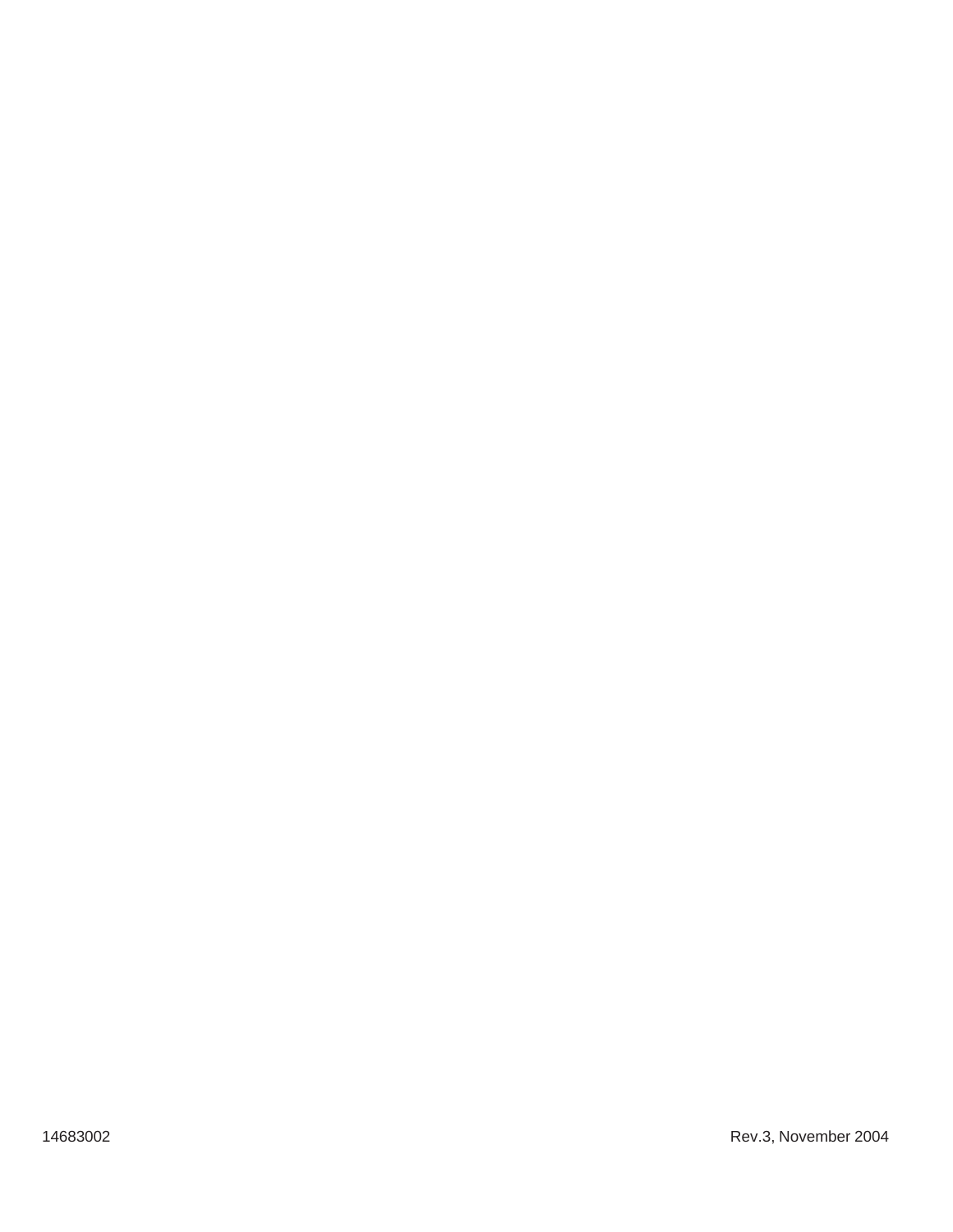14683002

Rev.3, November 2004